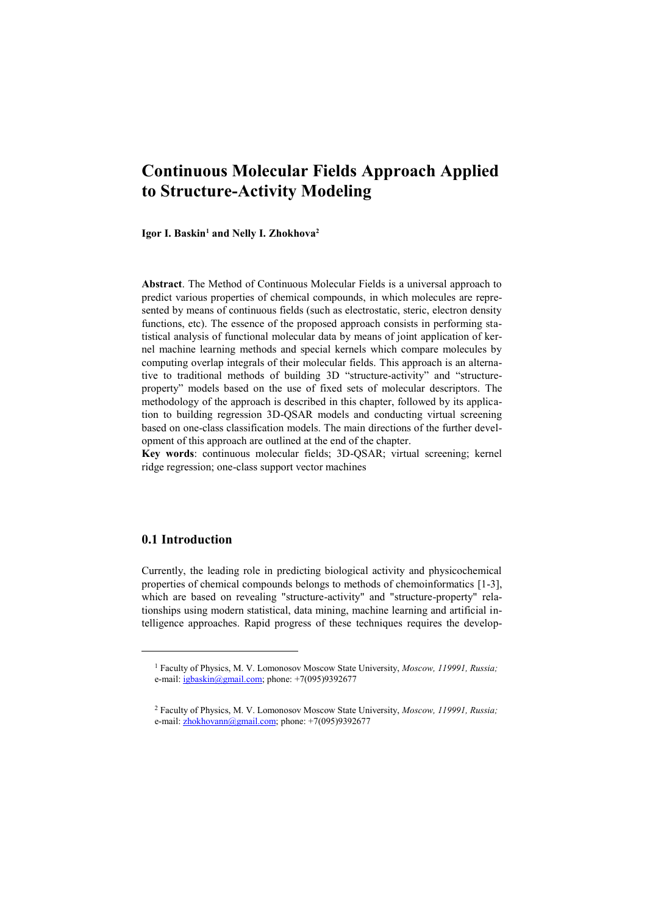# Continuous Molecular Fields Approach Applied to Structure-Activity Modeling

**Igor I. Baskin[1] and Nelly I. Zhokhova[2]**

**Abstract**. The Method of Continuous Molecular Fields is a universal approach to predict various properties of chemical compounds, in which molecules are represented by means of continuous fields (such as electrostatic, steric, electron density functions, etc). The essence of the proposed approach consists in performing statistical analysis of functional molecular data by means of joint application of kernel machine learning methods and special kernels which compare molecules by computing overlap integrals of their molecular fields. This approach is an alternative to traditional methods of building 3D "structure-activity" and "structure-property" models based on the use of fixed sets of molecular descriptors. The methodology of the approach is described in this chapter, followed by its application to building regression 3D-QSAR models and conducting virtual screening based on one-class classification models. The main directions of the further development of this approach are outlined at the end of the chapter.

**Key words**: continuous molecular fields; 3D-QSAR; virtual screening; kernel ridge regression; one-class support vector machines

## 0.1 Introduction

Currently, the leading role in predicting biological activity and physicochemical properties of chemical compounds belongs to methods of chemoinformatics [1-3], which are based on revealing "structure-activity" and "structure-property" relationships using modern statistical, data mining, machine learning and artificial intelligence approaches. Rapid progress of these techniques requires the develop-

---

[1] Faculty of Physics, M. V. Lomonosov Moscow State University, *Moscow, 119991, Russia;* e-mail: igbaskin@gmail.com; phone: +7(095)9392677

[2] Faculty of Physics, M. V. Lomonosov Moscow State University, *Moscow, 119991, Russia;* e-mail: zhokhovann@gmail.com; phone: +7(095)9392677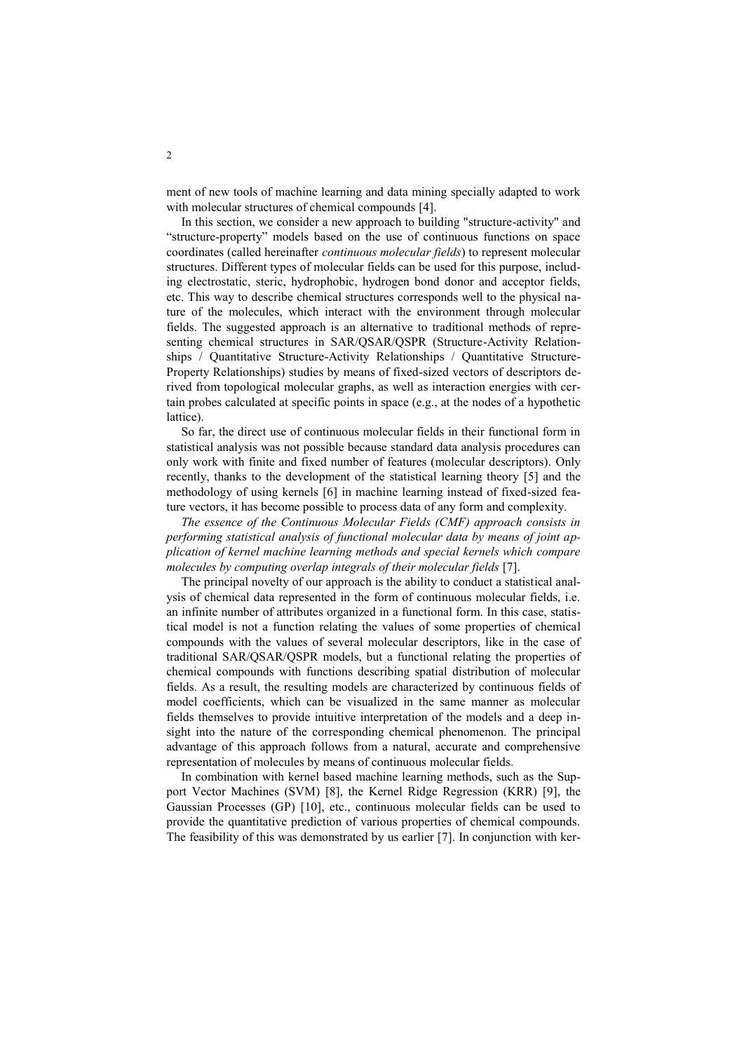ment of new tools of machine learning and data mining specially adapted to work with molecular structures of chemical compounds [4].

In this section, we consider a new approach to building "structure-activity" and “structure-property” models based on the use of continuous functions on space coordinates (called hereinafter *continuous molecular fields*) to represent molecular structures. Different types of molecular fields can be used for this purpose, including electrostatic, steric, hydrophobic, hydrogen bond donor and acceptor fields, etc. This way to describe chemical structures corresponds well to the physical nature of the molecules, which interact with the environment through molecular fields. The suggested approach is an alternative to traditional methods of representing chemical structures in SAR/QSAR/QSPR (Structure-Activity Relationships / Quantitative Structure-Activity Relationships / Quantitative Structure-Property Relationships) studies by means of fixed-sized vectors of descriptors derived from topological molecular graphs, as well as interaction energies with certain probes calculated at specific points in space (e.g., at the nodes of a hypothetic lattice).

So far, the direct use of continuous molecular fields in their functional form in statistical analysis was not possible because standard data analysis procedures can only work with finite and fixed number of features (molecular descriptors). Only recently, thanks to the development of the statistical learning theory [5] and the methodology of using kernels [6] in machine learning instead of fixed-sized feature vectors, it has become possible to process data of any form and complexity.

*The essence of the Continuous Molecular Fields (CMF) approach consists in performing statistical analysis of functional molecular data by means of joint application of kernel machine learning methods and special kernels which compare molecules by computing overlap integrals of their molecular fields* [7].

The principal novelty of our approach is the ability to conduct a statistical analysis of chemical data represented in the form of continuous molecular fields, i.e. an infinite number of attributes organized in a functional form. In this case, statistical model is not a function relating the values of some properties of chemical compounds with the values of several molecular descriptors, like in the case of traditional SAR/QSAR/QSPR models, but a functional relating the properties of chemical compounds with functions describing spatial distribution of molecular fields. As a result, the resulting models are characterized by continuous fields of model coefficients, which can be visualized in the same manner as molecular fields themselves to provide intuitive interpretation of the models and a deep insight into the nature of the corresponding chemical phenomenon. The principal advantage of this approach follows from a natural, accurate and comprehensive representation of molecules by means of continuous molecular fields.

In combination with kernel based machine learning methods, such as the Support Vector Machines (SVM) [8], the Kernel Ridge Regression (KRR) [9], the Gaussian Processes (GP) [10], etc., continuous molecular fields can be used to provide the quantitative prediction of various properties of chemical compounds. The feasibility of this was demonstrated by us earlier [7]. In conjunction with ker-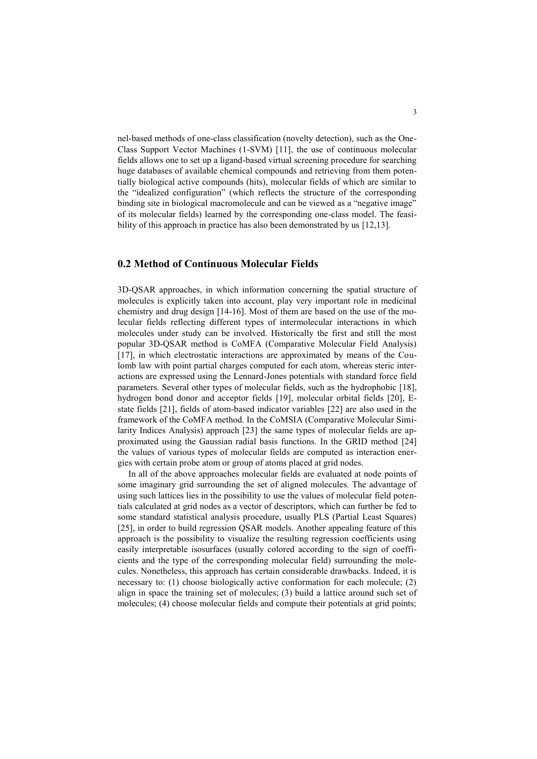nel-based methods of one-class classification (novelty detection), such as the One-Class Support Vector Machines (1-SVM) [11], the use of continuous molecular fields allows one to set up a ligand-based virtual screening procedure for searching huge databases of available chemical compounds and retrieving from them potentially biological active compounds (hits), molecular fields of which are similar to the "idealized configuration" (which reflects the structure of the corresponding binding site in biological macromolecule and can be viewed as a "negative image" of its molecular fields) learned by the corresponding one-class model. The feasibility of this approach in practice has also been demonstrated by us [12,13].

## 0.2 Method of Continuous Molecular Fields

3D-QSAR approaches, in which information concerning the spatial structure of molecules is explicitly taken into account, play very important role in medicinal chemistry and drug design [14-16]. Most of them are based on the use of the molecular fields reflecting different types of intermolecular interactions in which molecules under study can be involved. Historically the first and still the most popular 3D-QSAR method is CoMFA (Comparative Molecular Field Analysis) [17], in which electrostatic interactions are approximated by means of the Coulomb law with point partial charges computed for each atom, whereas steric interactions are expressed using the Lennard-Jones potentials with standard force field parameters. Several other types of molecular fields, such as the hydrophobic [18], hydrogen bond donor and acceptor fields [19], molecular orbital fields [20], E-state fields [21], fields of atom-based indicator variables [22] are also used in the framework of the CoMFA method. In the CoMSIA (Comparative Molecular Similarity Indices Analysis) approach [23] the same types of molecular fields are approximated using the Gaussian radial basis functions. In the GRID method [24] the values of various types of molecular fields are computed as interaction energies with certain probe atom or group of atoms placed at grid nodes.

In all of the above approaches molecular fields are evaluated at node points of some imaginary grid surrounding the set of aligned molecules. The advantage of using such lattices lies in the possibility to use the values of molecular field potentials calculated at grid nodes as a vector of descriptors, which can further be fed to some standard statistical analysis procedure, usually PLS (Partial Least Squares) [25], in order to build regression QSAR models. Another appealing feature of this approach is the possibility to visualize the resulting regression coefficients using easily interpretable isosurfaces (usually colored according to the sign of coefficients and the type of the corresponding molecular field) surrounding the molecules. Nonetheless, this approach has certain considerable drawbacks. Indeed, it is necessary to: (1) choose biologically active conformation for each molecule; (2) align in space the training set of molecules; (3) build a lattice around such set of molecules; (4) choose molecular fields and compute their potentials at grid points;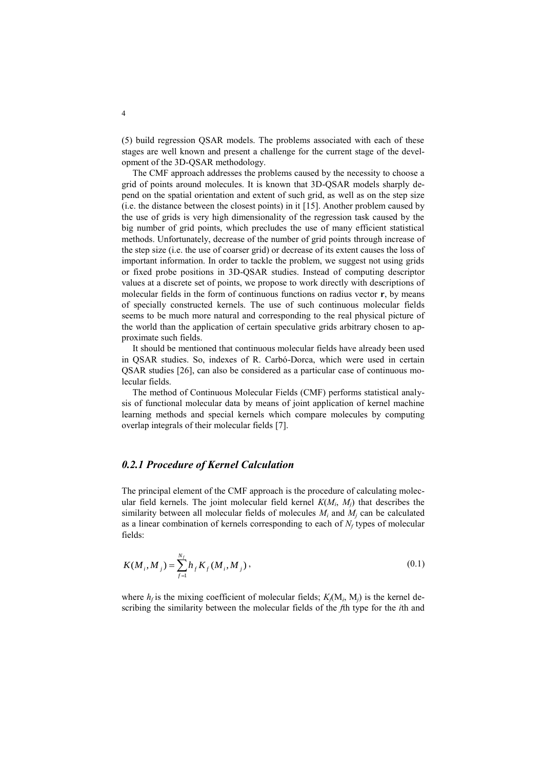(5) build regression QSAR models. The problems associated with each of these stages are well known and present a challenge for the current stage of the development of the 3D-QSAR methodology.

The CMF approach addresses the problems caused by the necessity to choose a grid of points around molecules. It is known that 3D-QSAR models sharply depend on the spatial orientation and extent of such grid, as well as on the step size (i.e. the distance between the closest points) in it [15]. Another problem caused by the use of grids is very high dimensionality of the regression task caused by the big number of grid points, which precludes the use of many efficient statistical methods. Unfortunately, decrease of the number of grid points through increase of the step size (i.e. the use of coarser grid) or decrease of its extent causes the loss of important information. In order to tackle the problem, we suggest not using grids or fixed probe positions in 3D-QSAR studies. Instead of computing descriptor values at a discrete set of points, we propose to work directly with descriptions of molecular fields in the form of continuous functions on radius vector **r**, by means of specially constructed kernels. The use of such continuous molecular fields seems to be much more natural and corresponding to the real physical picture of the world than the application of certain speculative grids arbitrary chosen to approximate such fields.

It should be mentioned that continuous molecular fields have already been used in QSAR studies. So, indexes of R. Carbó-Dorca, which were used in certain QSAR studies [26], can also be considered as a particular case of continuous molecular fields.

The method of Continuous Molecular Fields (CMF) performs statistical analysis of functional molecular data by means of joint application of kernel machine learning methods and special kernels which compare molecules by computing overlap integrals of their molecular fields [7].

### *0.2.1 Procedure of Kernel Calculation*

The principal element of the CMF approach is the procedure of calculating molecular field kernels. The joint molecular field kernel $K(M_i, M_j)$ that describes the similarity between all molecular fields of molecules $M_i$ and $M_j$ can be calculated as a linear combination of kernels corresponding to each of $N_f$ types of molecular fields:

$$K(M_i, M_j) = \sum_{f=1}^{N_f} h_f K_f(M_i, M_j), \tag{0.1}$$

where $h_f$ is the mixing coefficient of molecular fields; $K_f(M_i, M_j)$ is the kernel describing the similarity between the molecular fields of the $f$th type for the $i$th and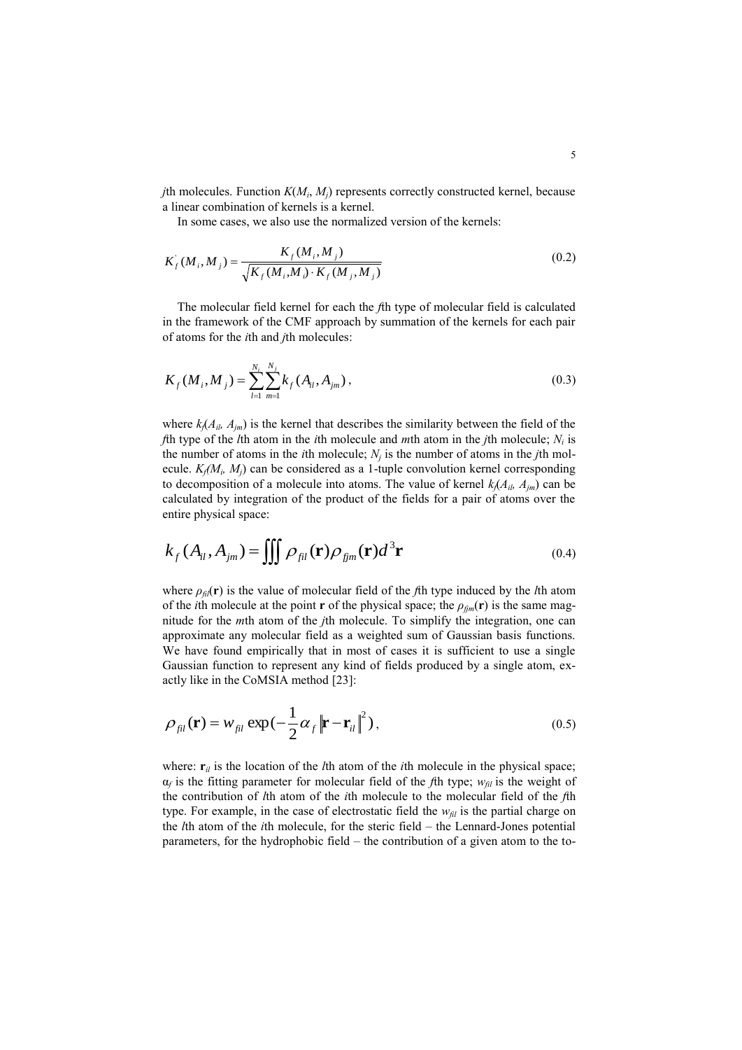$j$th molecules. Function $K(M_i, M_j)$ represents correctly constructed kernel, because a linear combination of kernels is a kernel.

In some cases, we also use the normalized version of the kernels:

$$K_f^{'}(M_i, M_j) = \frac{K_f(M_i, M_j)}{\sqrt{K_f(M_i, M_i) \cdot K_f(M_j, M_j)}} \tag{0.2}$$

The molecular field kernel for each the $f$th type of molecular field is calculated in the framework of the CMF approach by summation of the kernels for each pair of atoms for the $i$th and $j$th molecules:

$$K_f(M_i, M_j) = \sum_{l=1}^{N_i} \sum_{m=1}^{N_j} k_f(A_{il}, A_{jm}), \tag{0.3}$$

where $k_f(A_{il}, A_{jm})$ is the kernel that describes the similarity between the field of the $f$th type of the $l$th atom in the $i$th molecule and $m$th atom in the $j$th molecule; $N_i$ is the number of atoms in the $i$th molecule; $N_j$ is the number of atoms in the $j$th molecule. $K_f(M_i, M_j)$ can be considered as a 1-tuple convolution kernel corresponding to decomposition of a molecule into atoms. The value of kernel $k_f(A_{il}, A_{jm})$ can be calculated by integration of the product of the fields for a pair of atoms over the entire physical space:

$$k_f(A_{il}, A_{jm}) = \iiint \rho_{fil}(\mathbf{r}) \rho_{fjm}(\mathbf{r}) d^3\mathbf{r} \tag{0.4}$$

where $\rho_{fil}(\mathbf{r})$ is the value of molecular field of the $f$th type induced by the $l$th atom of the $i$th molecule at the point $\mathbf{r}$ of the physical space; the $\rho_{fjm}(\mathbf{r})$ is the same magnitude for the $m$th atom of the $j$th molecule. To simplify the integration, one can approximate any molecular field as a weighted sum of Gaussian basis functions. We have found empirically that in most of cases it is sufficient to use a single Gaussian function to represent any kind of fields produced by a single atom, exactly like in the CoMSIA method [23]:

$$\rho_{fil}(\mathbf{r}) = w_{fil} \exp(-\frac{1}{2} \alpha_f \|\mathbf{r} - \mathbf{r}_{il}\|^2), \tag{0.5}$$

where: $\mathbf{r}_{il}$ is the location of the $l$th atom of the $i$th molecule in the physical space; $\alpha_f$ is the fitting parameter for molecular field of the $f$th type; $w_{fil}$ is the weight of the contribution of $l$th atom of the $i$th molecule to the molecular field of the $f$th type. For example, in the case of electrostatic field the $w_{fil}$ is the partial charge on the $l$th atom of the $i$th molecule, for the steric field – the Lennard-Jones potential parameters, for the hydrophobic field – the contribution of a given atom to the to-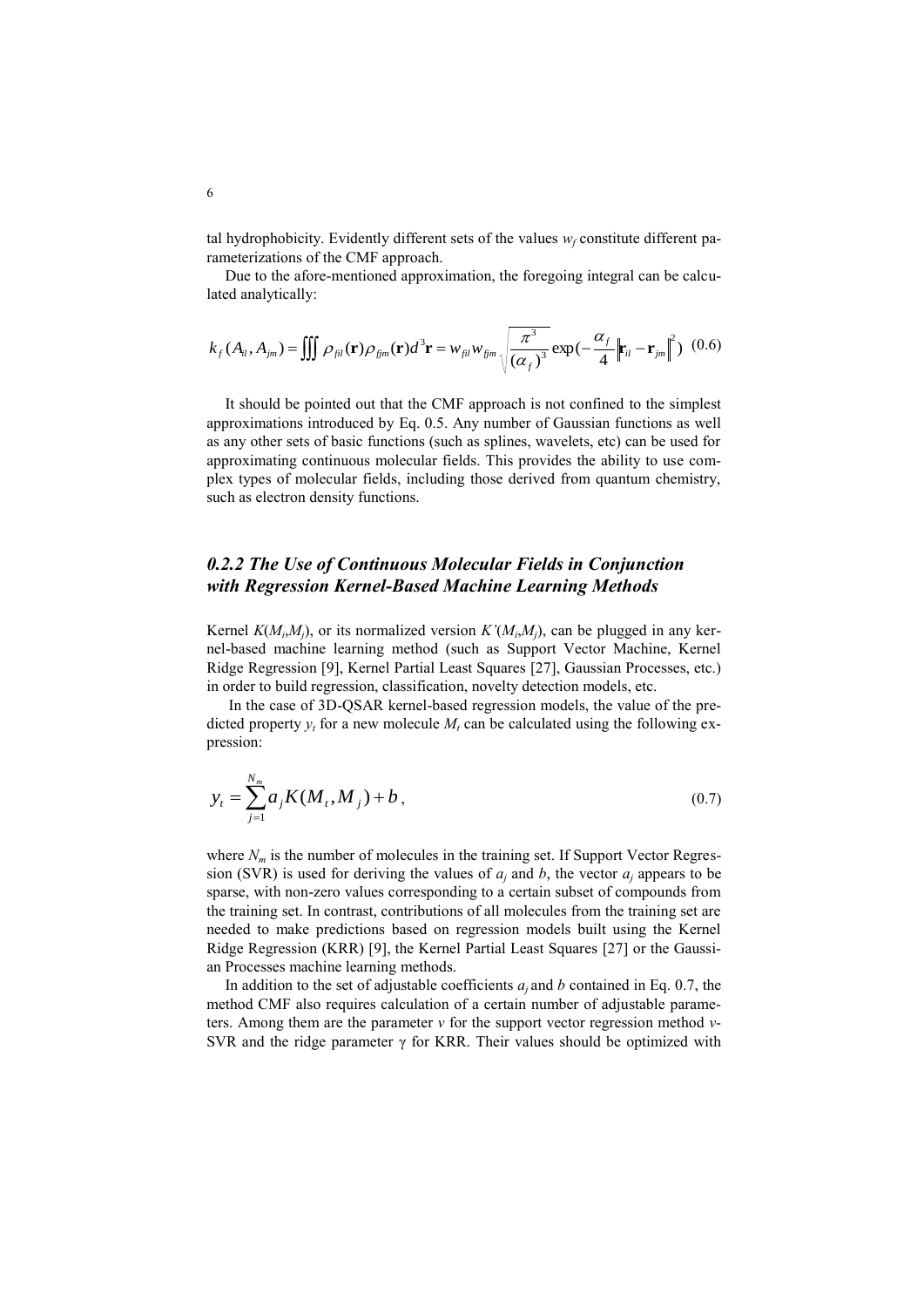tal hydrophobicity. Evidently different sets of the values $w_f$ constitute different parameterizations of the CMF approach.

Due to the afore-mentioned approximation, the foregoing integral can be calculated analytically:

$$k_f(A_{il}, A_{jm}) = \iiint \rho_{fil}(\mathbf{r})\rho_{fjm}(\mathbf{r})d^3\mathbf{r} = w_{fil}w_{fjm}\sqrt{\frac{\pi^3}{(\alpha_f)^3}}\exp\left(-\frac{\alpha_f}{4}\left\|\mathbf{r}_{il} - \mathbf{r}_{jm}\right\|^2\right) \quad (0.6)$$

It should be pointed out that the CMF approach is not confined to the simplest approximations introduced by Eq. 0.5. Any number of Gaussian functions as well as any other sets of basic functions (such as splines, wavelets, etc) can be used for approximating continuous molecular fields. This provides the ability to use complex types of molecular fields, including those derived from quantum chemistry, such as electron density functions.

### *0.2.2 The Use of Continuous Molecular Fields in Conjunction with Regression Kernel-Based Machine Learning Methods*

Kernel $K(M_i,M_j)$, or its normalized version $K'(M_i,M_j)$, can be plugged in any kernel-based machine learning method (such as Support Vector Machine, Kernel Ridge Regression [9], Kernel Partial Least Squares [27], Gaussian Processes, etc.) in order to build regression, classification, novelty detection models, etc.

In the case of 3D-QSAR kernel-based regression models, the value of the predicted property $y_t$ for a new molecule $M_t$ can be calculated using the following expression:

$$y_t = \sum_{j=1}^{N_m} a_j K(M_t, M_j) + b, \quad (0.7)$$

where $N_m$ is the number of molecules in the training set. If Support Vector Regression (SVR) is used for deriving the values of $a_j$ and $b$, the vector $a_j$ appears to be sparse, with non-zero values corresponding to a certain subset of compounds from the training set. In contrast, contributions of all molecules from the training set are needed to make predictions based on regression models built using the Kernel Ridge Regression (KRR) [9], the Kernel Partial Least Squares [27] or the Gaussian Processes machine learning methods.

In addition to the set of adjustable coefficients $a_j$ and $b$ contained in Eq. 0.7, the method CMF also requires calculation of a certain number of adjustable parameters. Among them are the parameter $\nu$ for the support vector regression method $\nu$-SVR and the ridge parameter $\gamma$ for KRR. Their values should be optimized with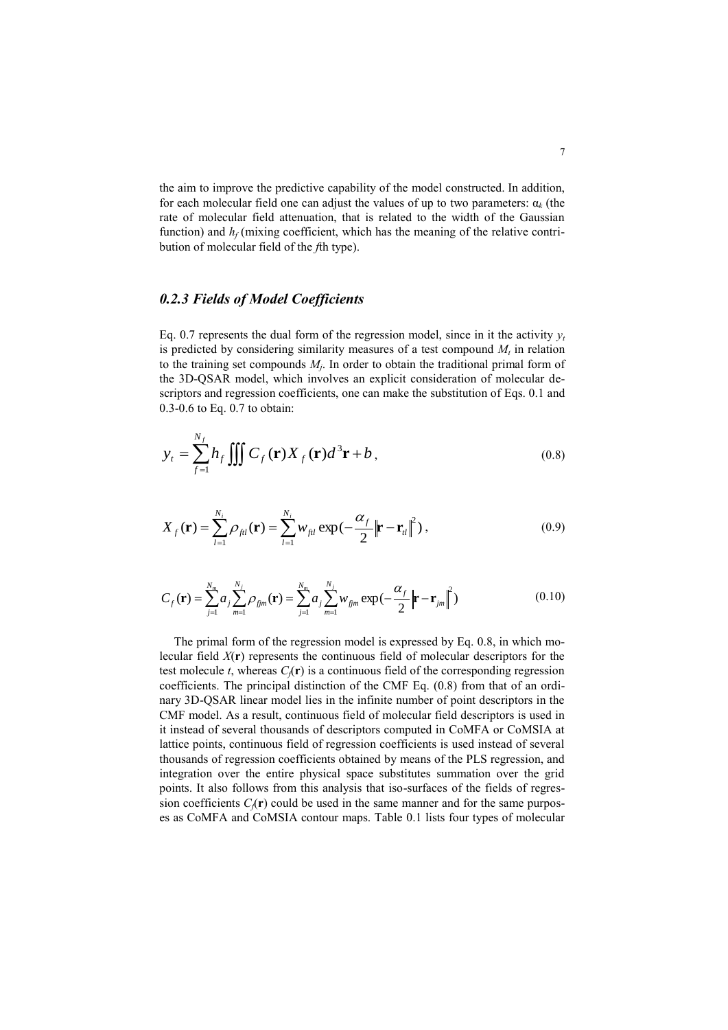the aim to improve the predictive capability of the model constructed. In addition, for each molecular field one can adjust the values of up to two parameters: $\alpha_k$ (the rate of molecular field attenuation, that is related to the width of the Gaussian function) and $h_f$ (mixing coefficient, which has the meaning of the relative contribution of molecular field of the $f$th type).

### *0.2.3 Fields of Model Coefficients*

Eq. 0.7 represents the dual form of the regression model, since in it the activity $y_t$ is predicted by considering similarity measures of a test compound $M_t$ in relation to the training set compounds $M_j$. In order to obtain the traditional primal form of the 3D-QSAR model, which involves an explicit consideration of molecular descriptors and regression coefficients, one can make the substitution of Eqs. 0.1 and 0.3-0.6 to Eq. 0.7 to obtain:

$$y_t = \sum_{f=1}^{N_f} h_f \iiint C_f(\mathbf{r}) X_f(\mathbf{r}) d^3\mathbf{r} + b\,, \tag{0.8}$$

$$X_f(\mathbf{r}) = \sum_{l=1}^{N_i} \rho_{ftl}(\mathbf{r}) = \sum_{l=1}^{N_i} w_{ftl} \exp\left(-\frac{\alpha_f}{2}\left\|\mathbf{r} - \mathbf{r}_{tl}\right\|^2\right), \tag{0.9}$$

$$C_f(\mathbf{r}) = \sum_{j=1}^{N_m} a_j \sum_{m=1}^{N_j} \rho_{fjm}(\mathbf{r}) = \sum_{j=1}^{N_m} a_j \sum_{m=1}^{N_j} w_{fjm} \exp\left(-\frac{\alpha_f}{2}\left\|\mathbf{r} - \mathbf{r}_{jm}\right\|^2\right) \tag{0.10}$$

The primal form of the regression model is expressed by Eq. 0.8, in which molecular field $X(\mathbf{r})$ represents the continuous field of molecular descriptors for the test molecule $t$, whereas $C_f(\mathbf{r})$ is a continuous field of the corresponding regression coefficients. The principal distinction of the CMF Eq. (0.8) from that of an ordinary 3D-QSAR linear model lies in the infinite number of point descriptors in the CMF model. As a result, continuous field of molecular field descriptors is used in it instead of several thousands of descriptors computed in CoMFA or CoMSIA at lattice points, continuous field of regression coefficients is used instead of several thousands of regression coefficients obtained by means of the PLS regression, and integration over the entire physical space substitutes summation over the grid points. It also follows from this analysis that iso-surfaces of the fields of regression coefficients $C_f(\mathbf{r})$ could be used in the same manner and for the same purposes as CoMFA and CoMSIA contour maps. Table 0.1 lists four types of molecular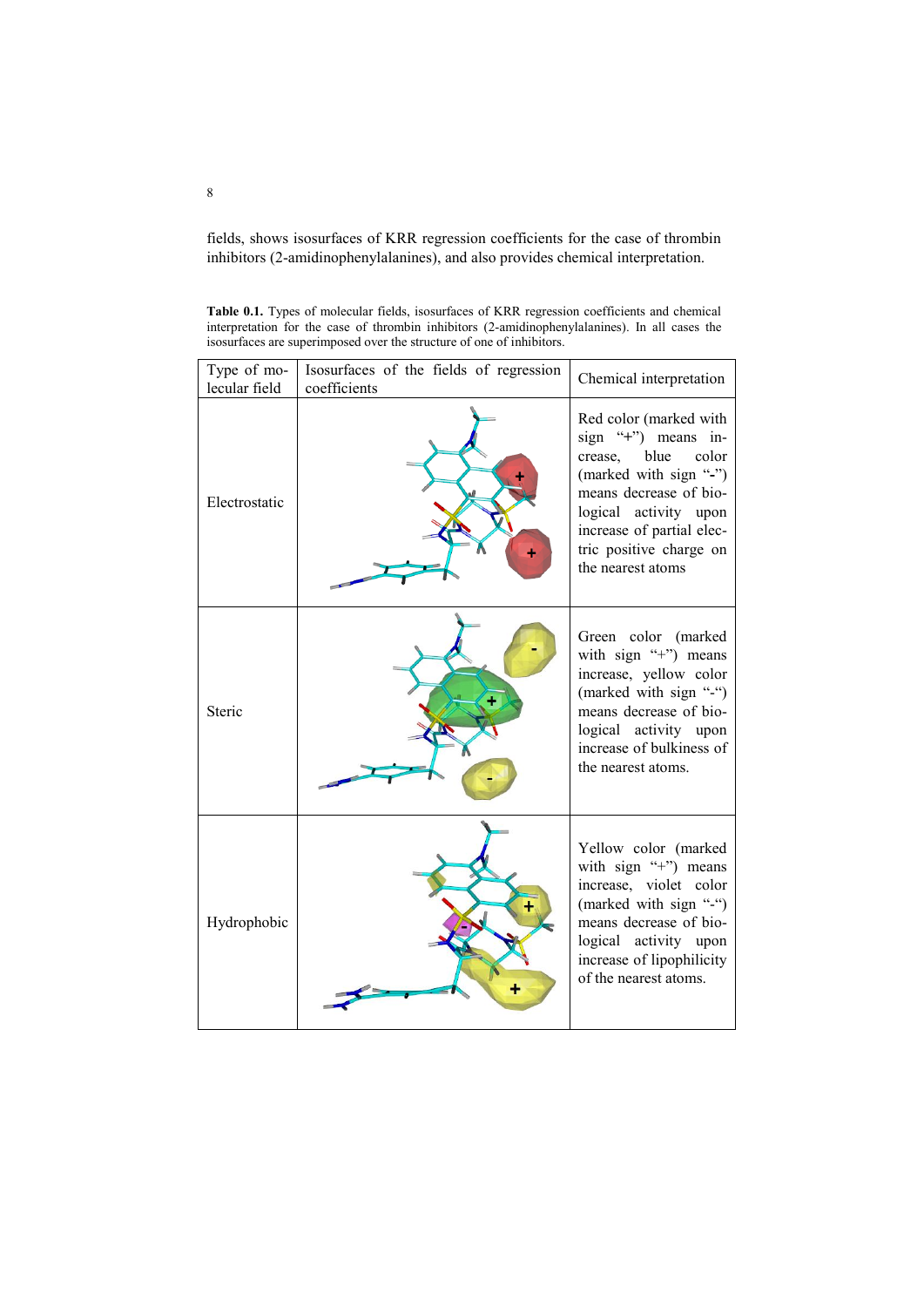fields, shows isosurfaces of KRR regression coefficients for the case of thrombin inhibitors (2-amidinophenylalanines), and also provides chemical interpretation.

**Table 0.1.** Types of molecular fields, isosurfaces of KRR regression coefficients and chemical interpretation for the case of thrombin inhibitors (2-amidinophenylalanines). In all cases the isosurfaces are superimposed over the structure of one of inhibitors.

| Type of molecular field | Isosurfaces of the fields of regression coefficients | Chemical interpretation |
|---|---|---|
| Electrostatic | | Red color (marked with sign "+") means increase, blue color (marked with sign "-") means decrease of biological activity upon increase of partial electric positive charge on the nearest atoms |
| Steric | | Green color (marked with sign "+") means increase, yellow color (marked with sign "-") means decrease of biological activity upon increase of bulkiness of the nearest atoms. |
| Hydrophobic | | Yellow color (marked with sign "+") means increase, violet color (marked with sign "-") means decrease of biological activity upon increase of lipophilicity of the nearest atoms. |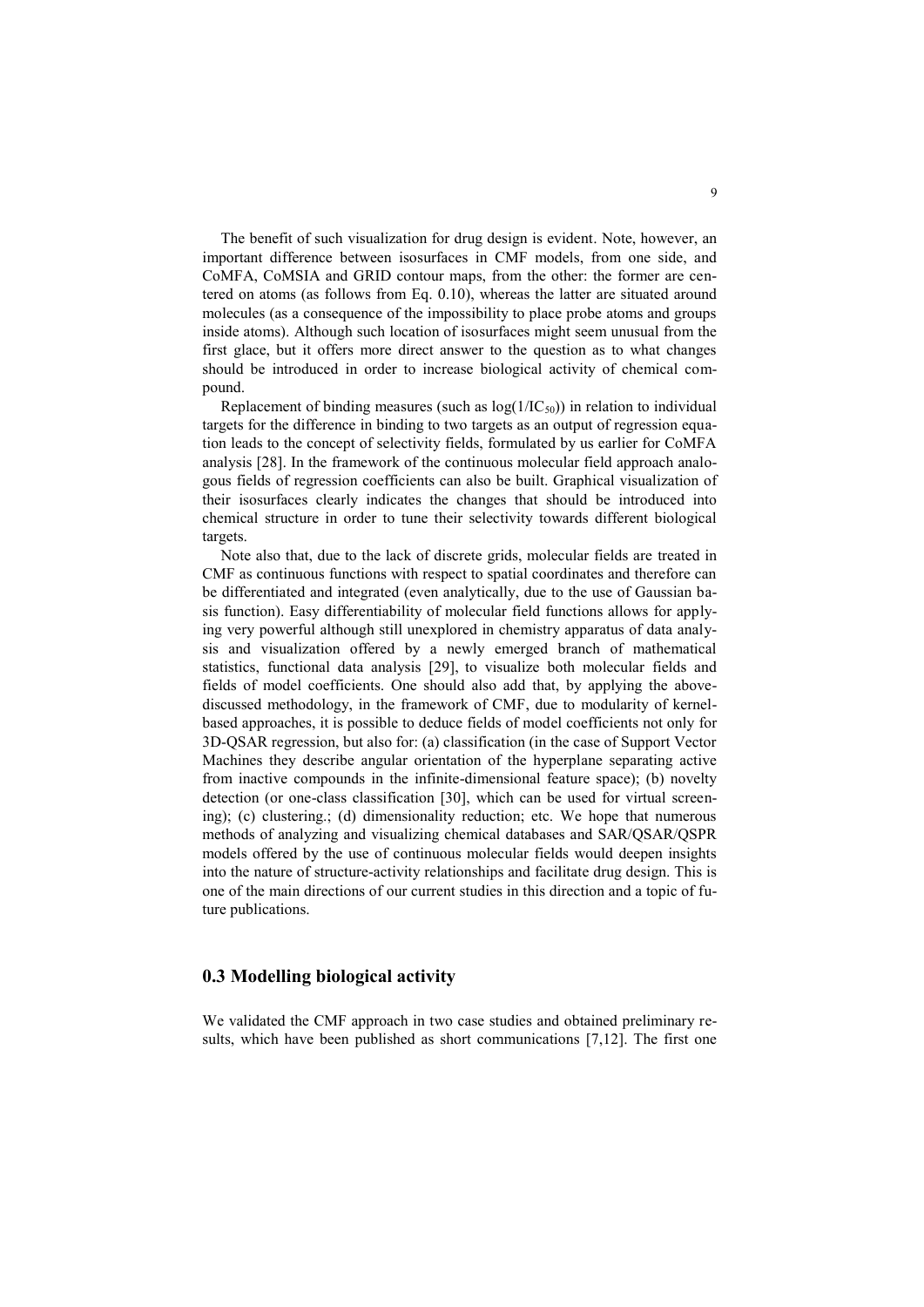The benefit of such visualization for drug design is evident. Note, however, an important difference between isosurfaces in CMF models, from one side, and CoMFA, CoMSIA and GRID contour maps, from the other: the former are centered on atoms (as follows from Eq. 0.10), whereas the latter are situated around molecules (as a consequence of the impossibility to place probe atoms and groups inside atoms). Although such location of isosurfaces might seem unusual from the first glace, but it offers more direct answer to the question as to what changes should be introduced in order to increase biological activity of chemical compound.

Replacement of binding measures (such as $\log(1/IC_{50})$) in relation to individual targets for the difference in binding to two targets as an output of regression equation leads to the concept of selectivity fields, formulated by us earlier for CoMFA analysis [28]. In the framework of the continuous molecular field approach analogous fields of regression coefficients can also be built. Graphical visualization of their isosurfaces clearly indicates the changes that should be introduced into chemical structure in order to tune their selectivity towards different biological targets.

Note also that, due to the lack of discrete grids, molecular fields are treated in CMF as continuous functions with respect to spatial coordinates and therefore can be differentiated and integrated (even analytically, due to the use of Gaussian basis function). Easy differentiability of molecular field functions allows for applying very powerful although still unexplored in chemistry apparatus of data analysis and visualization offered by a newly emerged branch of mathematical statistics, functional data analysis [29], to visualize both molecular fields and fields of model coefficients. One should also add that, by applying the above-discussed methodology, in the framework of CMF, due to modularity of kernel-based approaches, it is possible to deduce fields of model coefficients not only for 3D-QSAR regression, but also for: (a) classification (in the case of Support Vector Machines they describe angular orientation of the hyperplane separating active from inactive compounds in the infinite-dimensional feature space); (b) novelty detection (or one-class classification [30], which can be used for virtual screening); (c) clustering.; (d) dimensionality reduction; etc. We hope that numerous methods of analyzing and visualizing chemical databases and SAR/QSAR/QSPR models offered by the use of continuous molecular fields would deepen insights into the nature of structure-activity relationships and facilitate drug design. This is one of the main directions of our current studies in this direction and a topic of future publications.

## 0.3 Modelling biological activity

We validated the CMF approach in two case studies and obtained preliminary results, which have been published as short communications [7,12]. The first one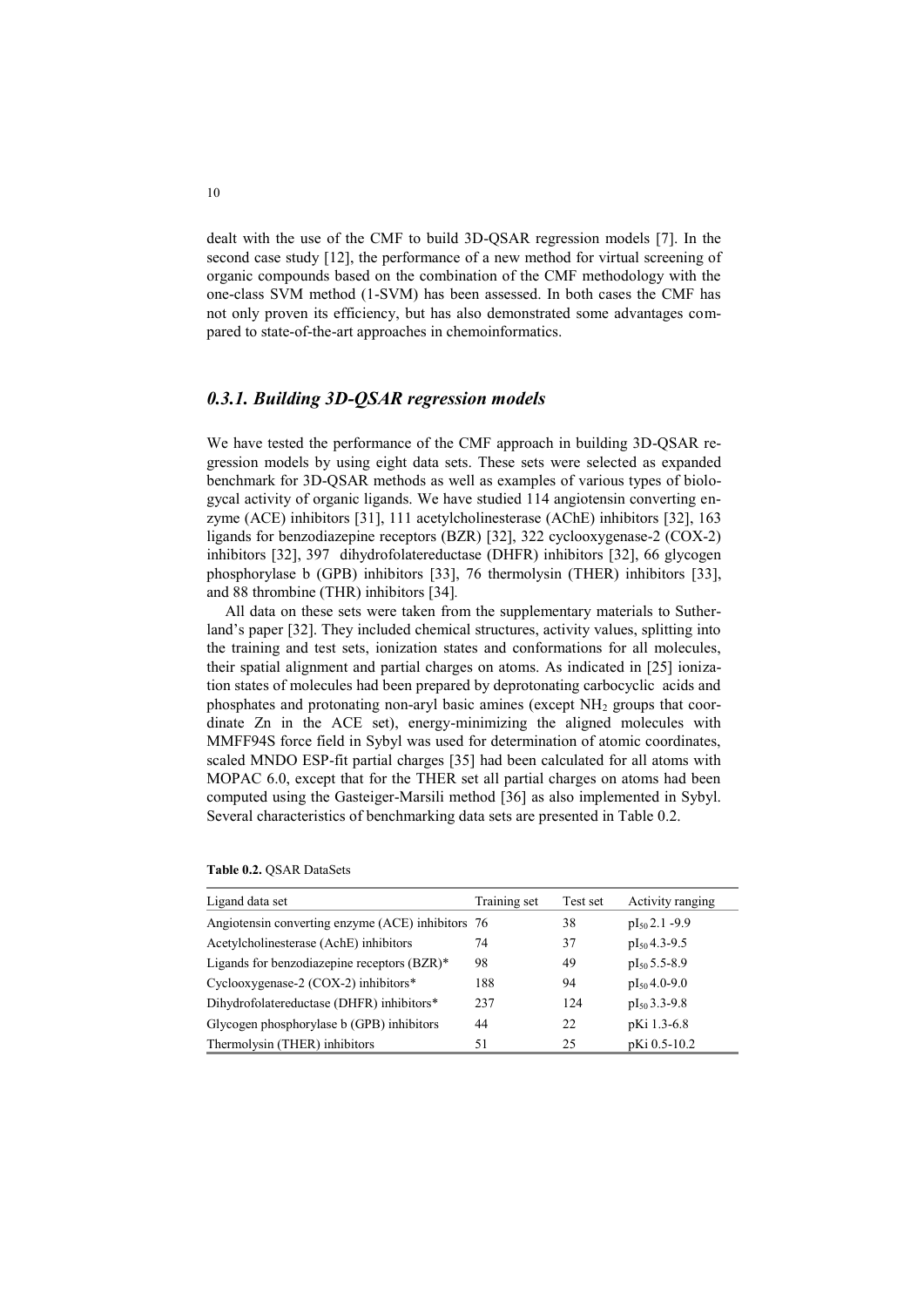dealt with the use of the CMF to build 3D-QSAR regression models [7]. In the second case study [12], the performance of a new method for virtual screening of organic compounds based on the combination of the CMF methodology with the one-class SVM method (1-SVM) has been assessed. In both cases the CMF has not only proven its efficiency, but has also demonstrated some advantages compared to state-of-the-art approaches in chemoinformatics.

### *0.3.1. Building 3D-QSAR regression models*

We have tested the performance of the CMF approach in building 3D-QSAR regression models by using eight data sets. These sets were selected as expanded benchmark for 3D-QSAR methods as well as examples of various types of biologycal activity of organic ligands. We have studied 114 angiotensin converting enzyme (ACE) inhibitors [31], 111 acetylcholinesterase (AChE) inhibitors [32], 163 ligands for benzodiazepine receptors (BZR) [32], 322 cyclooxygenase-2 (COX-2) inhibitors [32], 397 dihydrofolatereductase (DHFR) inhibitors [32], 66 glycogen phosphorylase b (GPB) inhibitors [33], 76 thermolysin (THER) inhibitors [33], and 88 thrombine (THR) inhibitors [34].

All data on these sets were taken from the supplementary materials to Sutherland's paper [32]. They included chemical structures, activity values, splitting into the training and test sets, ionization states and conformations for all molecules, their spatial alignment and partial charges on atoms. As indicated in [25] ionization states of molecules had been prepared by deprotonating carbocyclic acids and phosphates and protonating non-aryl basic amines (except $NH_2$ groups that coordinate Zn in the ACE set), energy-minimizing the aligned molecules with MMFF94S force field in Sybyl was used for determination of atomic coordinates, scaled MNDO ESP-fit partial charges [35] had been calculated for all atoms with MOPAC 6.0, except that for the THER set all partial charges on atoms had been computed using the Gasteiger-Marsili method [36] as also implemented in Sybyl. Several characteristics of benchmarking data sets are presented in Table 0.2.

**Table 0.2.** QSAR DataSets

| Ligand data set | Training set | Test set | Activity ranging |
|---|---|---|---|
| Angiotensin converting enzyme (ACE) inhibitors | 76 | 38 | $pI_{50}$ 2.1 -9.9 |
| Acetylcholinesterase (AChE) inhibitors | 74 | 37 | $pI_{50}$ 4.3-9.5 |
| Ligands for benzodiazepine receptors (BZR)* | 98 | 49 | $pI_{50}$ 5.5-8.9 |
| Cyclooxygenase-2 (COX-2) inhibitors* | 188 | 94 | $pI_{50}$ 4.0-9.0 |
| Dihydrofolatereductase (DHFR) inhibitors* | 237 | 124 | $pI_{50}$ 3.3-9.8 |
| Glycogen phosphorylase b (GPB) inhibitors | 44 | 22 | pKi 1.3-6.8 |
| Thermolysin (THER) inhibitors | 51 | 25 | pKi 0.5-10.2 |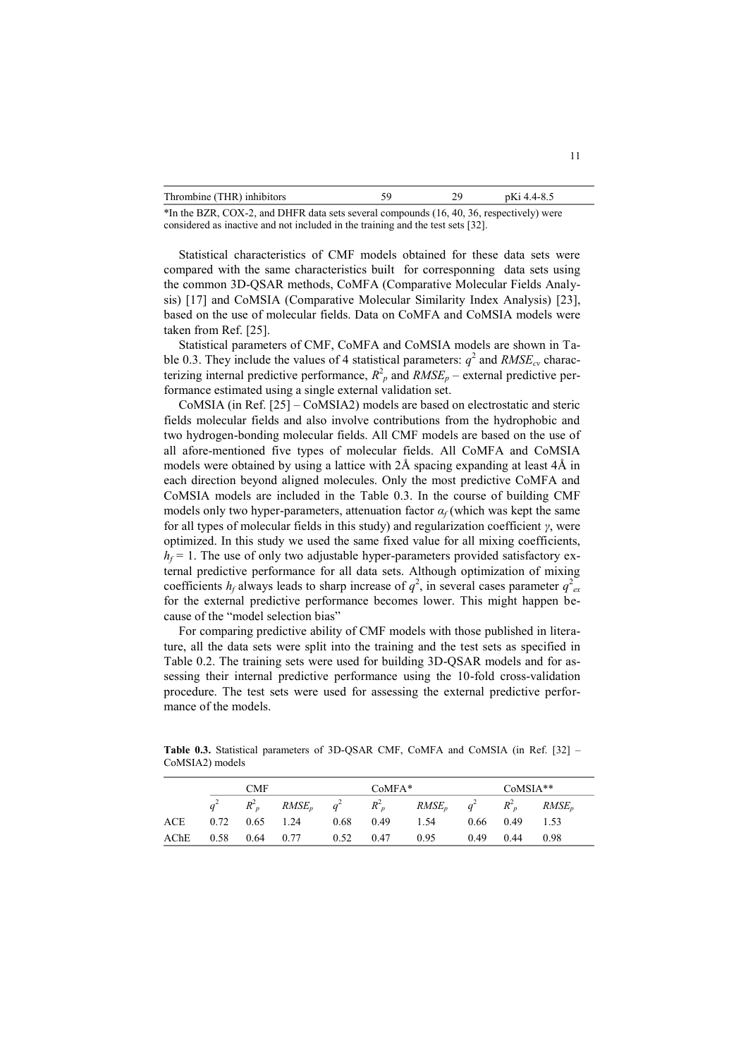| Thrombine (THR) inhibitors | 59 | 29 | pKi 4.4-8.5 |
|---|---|---|---|

*In the BZR, COX-2, and DHFR data sets several compounds (16, 40, 36, respectively) were considered as inactive and not included in the training and the test sets [32].

Statistical characteristics of CMF models obtained for these data sets were compared with the same characteristics built for corresponning data sets using the common 3D-QSAR methods, CoMFA (Comparative Molecular Fields Analysis) [17] and CoMSIA (Comparative Molecular Similarity Index Analysis) [23], based on the use of molecular fields. Data on CoMFA and CoMSIA models were taken from Ref. [25].

Statistical parameters of CMF, CoMFA and CoMSIA models are shown in Table 0.3. They include the values of 4 statistical parameters: $q^2$ and $RMSE_{cv}$ characterizing internal predictive performance, $R^2_p$ and $RMSE_p$ – external predictive performance estimated using a single external validation set.

CoMSIA (in Ref. [25] – CoMSIA2) models are based on electrostatic and steric fields molecular fields and also involve contributions from the hydrophobic and two hydrogen-bonding molecular fields. All CMF models are based on the use of all afore-mentioned five types of molecular fields. All CoMFA and CoMSIA models were obtained by using a lattice with 2Å spacing expanding at least 4Å in each direction beyond aligned molecules. Only the most predictive CoMFA and CoMSIA models are included in the Table 0.3. In the course of building CMF models only two hyper-parameters, attenuation factor $\alpha_f$ (which was kept the same for all types of molecular fields in this study) and regularization coefficient $\gamma$, were optimized. In this study we used the same fixed value for all mixing coefficients, $h_f = 1$. The use of only two adjustable hyper-parameters provided satisfactory external predictive performance for all data sets. Although optimization of mixing coefficients $h_f$ always leads to sharp increase of $q^2$, in several cases parameter $q^2_{ex}$ for the external predictive performance becomes lower. This might happen because of the "model selection bias"

For comparing predictive ability of CMF models with those published in literature, all the data sets were split into the training and the test sets as specified in Table 0.2. The training sets were used for building 3D-QSAR models and for assessing their internal predictive performance using the 10-fold cross-validation procedure. The test sets were used for assessing the external predictive performance of the models.

**Table 0.3.** Statistical parameters of 3D-QSAR CMF, CoMFA and CoMSIA (in Ref. [32] – CoMSIA2) models

| | CMF | | | CoMFA* | | | CoMSIA** | | |
|---|---|---|---|---|---|---|---|---|---|
| | $q^2$ | $R^2_p$ | $RMSE_p$ | $q^2$ | $R^2_p$ | $RMSE_p$ | $q^2$ | $R^2_p$ | $RMSE_p$ |
| ACE | 0.72 | 0.65 | 1.24 | 0.68 | 0.49 | 1.54 | 0.66 | 0.49 | 1.53 |
| AChE | 0.58 | 0.64 | 0.77 | 0.52 | 0.47 | 0.95 | 0.49 | 0.44 | 0.98 |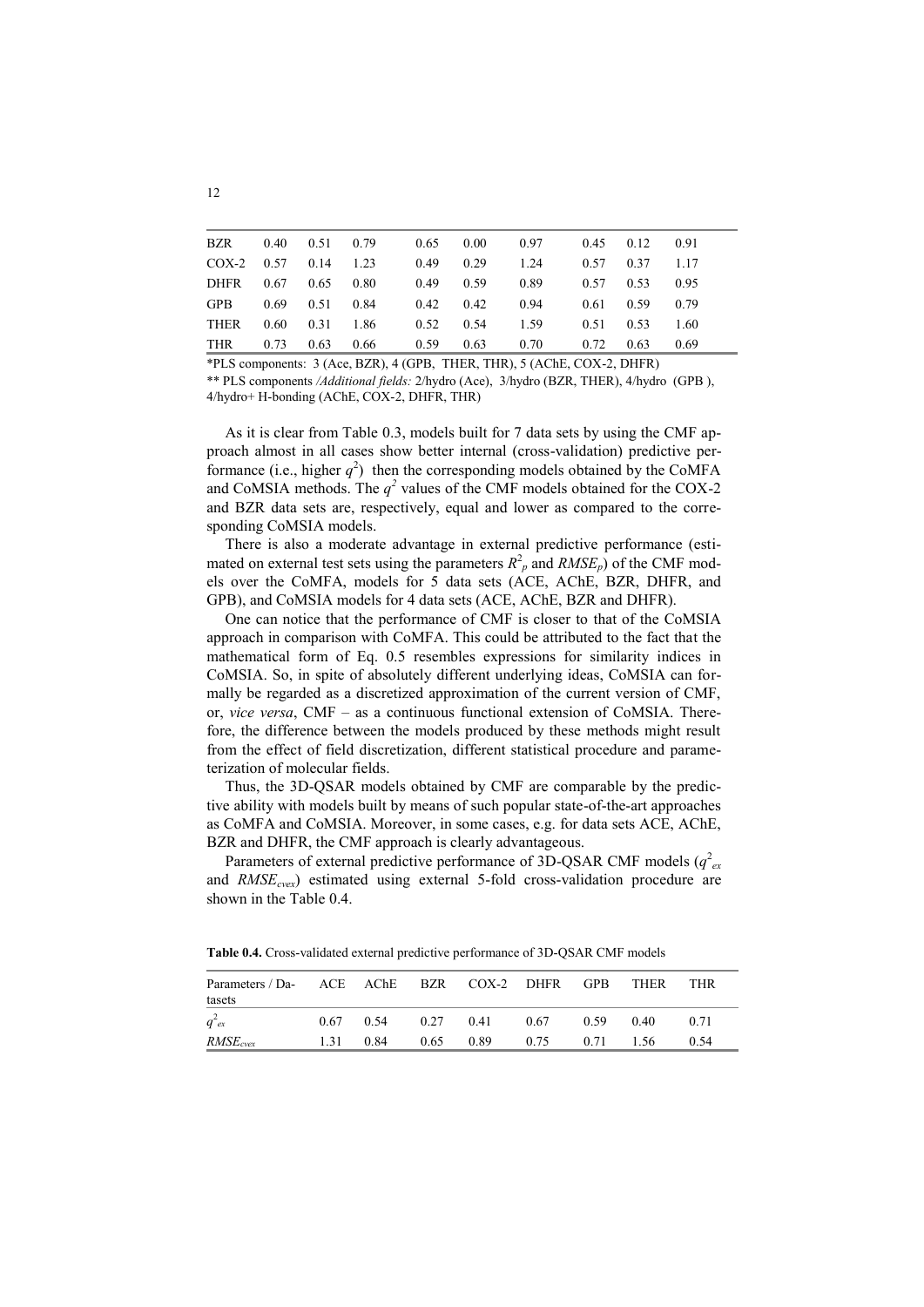| BZR | 0.40 | 0.51 | 0.79 | 0.65 | 0.00 | 0.97 | 0.45 | 0.12 | 0.91 |
|---|---|---|---|---|---|---|---|---|---|
| COX-2 | 0.57 | 0.14 | 1.23 | 0.49 | 0.29 | 1.24 | 0.57 | 0.37 | 1.17 |
| DHFR | 0.67 | 0.65 | 0.80 | 0.49 | 0.59 | 0.89 | 0.57 | 0.53 | 0.95 |
| GPB | 0.69 | 0.51 | 0.84 | 0.42 | 0.42 | 0.94 | 0.61 | 0.59 | 0.79 |
| THER | 0.60 | 0.31 | 1.86 | 0.52 | 0.54 | 1.59 | 0.51 | 0.53 | 1.60 |
| THR | 0.73 | 0.63 | 0.66 | 0.59 | 0.63 | 0.70 | 0.72 | 0.63 | 0.69 |

*PLS components: 3 (Ace, BZR), 4 (GPB, THER, THR), 5 (AChE, COX-2, DHFR)

** PLS components */Additional fields:* 2/hydro (Ace), 3/hydro (BZR, THER), 4/hydro (GPB ), 4/hydro+ H-bonding (AChE, COX-2, DHFR, THR)

As it is clear from Table 0.3, models built for 7 data sets by using the CMF approach almost in all cases show better internal (cross-validation) predictive performance (i.e., higher $q^2$) then the corresponding models obtained by the CoMFA and CoMSIA methods. The $q^2$ values of the CMF models obtained for the COX-2 and BZR data sets are, respectively, equal and lower as compared to the corresponding CoMSIA models.

There is also a moderate advantage in external predictive performance (estimated on external test sets using the parameters $R^2_p$ and $RMSE_p$) of the CMF models over the CoMFA, models for 5 data sets (ACE, AChE, BZR, DHFR, and GPB), and CoMSIA models for 4 data sets (ACE, AChE, BZR and DHFR).

One can notice that the performance of CMF is closer to that of the CoMSIA approach in comparison with CoMFA. This could be attributed to the fact that the mathematical form of Eq. 0.5 resembles expressions for similarity indices in CoMSIA. So, in spite of absolutely different underlying ideas, CoMSIA can formally be regarded as a discretized approximation of the current version of CMF, or, *vice versa*, CMF – as a continuous functional extension of CoMSIA. Therefore, the difference between the models produced by these methods might result from the effect of field discretization, different statistical procedure and parameterization of molecular fields.

Thus, the 3D-QSAR models obtained by CMF are comparable by the predictive ability with models built by means of such popular state-of-the-art approaches as CoMFA and CoMSIA. Moreover, in some cases, e.g. for data sets ACE, AChE, BZR and DHFR, the CMF approach is clearly advantageous.

Parameters of external predictive performance of 3D-QSAR CMF models ($q^2_{ex}$ and $RMSE_{cvex}$) estimated using external 5-fold cross-validation procedure are shown in the Table 0.4.

**Table 0.4.** Cross-validated external predictive performance of 3D-QSAR CMF models

| Parameters / Datasets | ACE | AChE | BZR | COX-2 | DHFR | GPB | THER | THR |
|---|---|---|---|---|---|---|---|---|
| $q^2_{ex}$ | 0.67 | 0.54 | 0.27 | 0.41 | 0.67 | 0.59 | 0.40 | 0.71 |
| $RMSE_{cvex}$ | 1.31 | 0.84 | 0.65 | 0.89 | 0.75 | 0.71 | 1.56 | 0.54 |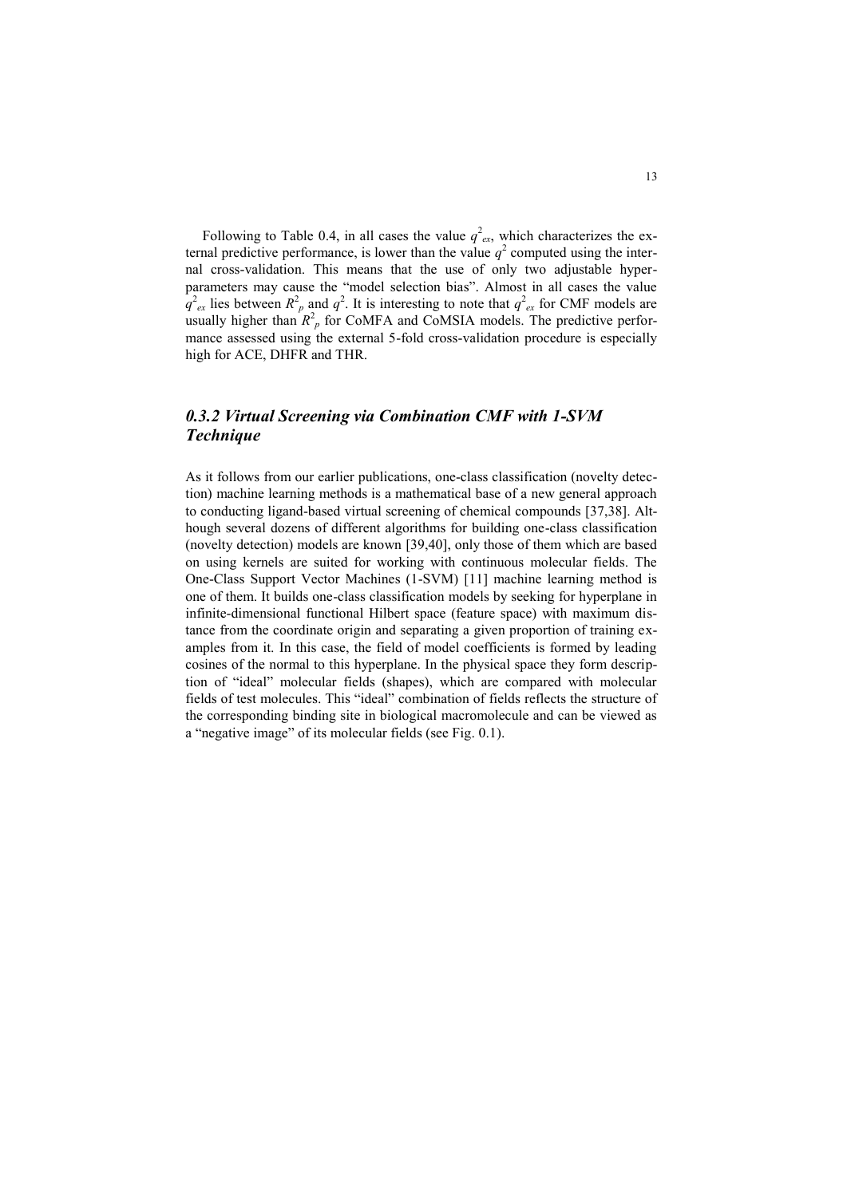Following to Table 0.4, in all cases the value $q^2_{ex}$, which characterizes the external predictive performance, is lower than the value $q^2$ computed using the internal cross-validation. This means that the use of only two adjustable hyperparameters may cause the "model selection bias". Almost in all cases the value $q^2_{ex}$ lies between $R^2_p$ and $q^2$. It is interesting to note that $q^2_{ex}$ for CMF models are usually higher than $R^2_p$ for CoMFA and CoMSIA models. The predictive performance assessed using the external 5-fold cross-validation procedure is especially high for ACE, DHFR and THR.

### *0.3.2 Virtual Screening via Combination CMF with 1-SVM Technique*

As it follows from our earlier publications, one-class classification (novelty detection) machine learning methods is a mathematical base of a new general approach to conducting ligand-based virtual screening of chemical compounds [37,38]. Although several dozens of different algorithms for building one-class classification (novelty detection) models are known [39,40], only those of them which are based on using kernels are suited for working with continuous molecular fields. The One-Class Support Vector Machines (1-SVM) [11] machine learning method is one of them. It builds one-class classification models by seeking for hyperplane in infinite-dimensional functional Hilbert space (feature space) with maximum distance from the coordinate origin and separating a given proportion of training examples from it. In this case, the field of model coefficients is formed by leading cosines of the normal to this hyperplane. In the physical space they form description of "ideal" molecular fields (shapes), which are compared with molecular fields of test molecules. This "ideal" combination of fields reflects the structure of the corresponding binding site in biological macromolecule and can be viewed as a "negative image" of its molecular fields (see Fig. 0.1).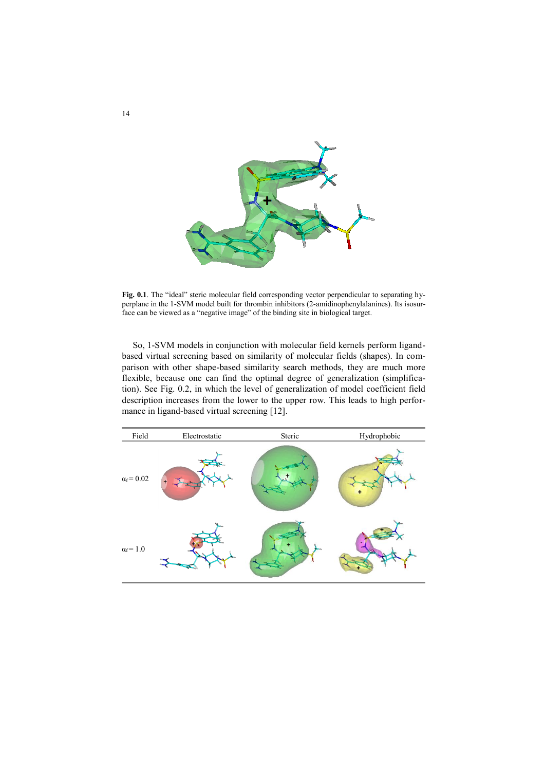**Fig. 0.1**. The "ideal" steric molecular field corresponding vector perpendicular to separating hyperplane in the 1-SVM model built for thrombin inhibitors (2-amidinophenylalanines). Its isosurface can be viewed as a "negative image" of the binding site in biological target.

So, 1-SVM models in conjunction with molecular field kernels perform ligand-based virtual screening based on similarity of molecular fields (shapes). In comparison with other shape-based similarity search methods, they are much more flexible, because one can find the optimal degree of generalization (simplification). See Fig. 0.2, in which the level of generalization of model coefficient field description increases from the lower to the upper row. This leads to high performance in ligand-based virtual screening [12].

| Field | Electrostatic | Steric | Hydrophobic |
|---|---|---|---|
| $\alpha_f = 0.02$ | | | |
| $\alpha_f = 1.0$ | | | |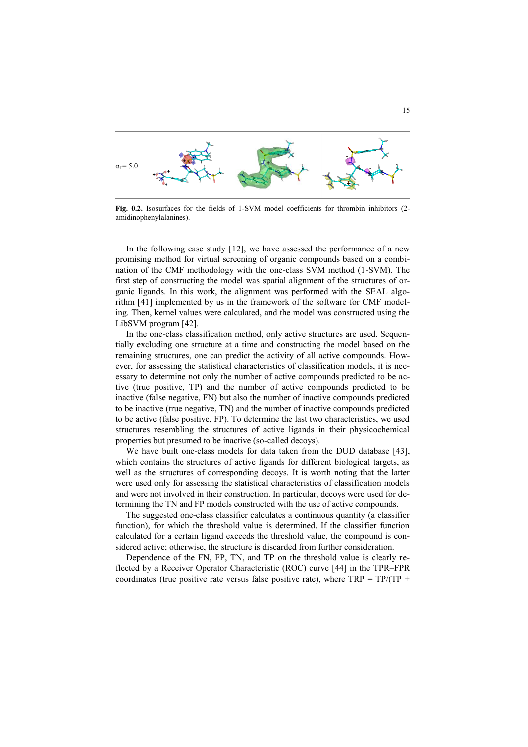$\alpha_f = 5.0$

**Fig. 0.2.** Isosurfaces for the fields of 1-SVM model coefficients for thrombin inhibitors (2-amidinophenylalanines).

In the following case study [12], we have assessed the performance of a new promising method for virtual screening of organic compounds based on a combination of the CMF methodology with the one-class SVM method (1-SVM). The first step of constructing the model was spatial alignment of the structures of organic ligands. In this work, the alignment was performed with the SEAL algorithm [41] implemented by us in the framework of the software for CMF modeling. Then, kernel values were calculated, and the model was constructed using the LibSVM program [42].

In the one-class classification method, only active structures are used. Sequentially excluding one structure at a time and constructing the model based on the remaining structures, one can predict the activity of all active compounds. However, for assessing the statistical characteristics of classification models, it is necessary to determine not only the number of active compounds predicted to be active (true positive, TP) and the number of active compounds predicted to be inactive (false negative, FN) but also the number of inactive compounds predicted to be inactive (true negative, TN) and the number of inactive compounds predicted to be active (false positive, FP). To determine the last two characteristics, we used structures resembling the structures of active ligands in their physicochemical properties but presumed to be inactive (so-called decoys).

We have built one-class models for data taken from the DUD database [43], which contains the structures of active ligands for different biological targets, as well as the structures of corresponding decoys. It is worth noting that the latter were used only for assessing the statistical characteristics of classification models and were not involved in their construction. In particular, decoys were used for determining the TN and FP models constructed with the use of active compounds.

The suggested one-class classifier calculates a continuous quantity (a classifier function), for which the threshold value is determined. If the classifier function calculated for a certain ligand exceeds the threshold value, the compound is considered active; otherwise, the structure is discarded from further consideration.

Dependence of the FN, FP, TN, and TP on the threshold value is clearly reflected by a Receiver Operator Characteristic (ROC) curve [44] in the TPR–FPR coordinates (true positive rate versus false positive rate), where TRP = TP/(TP +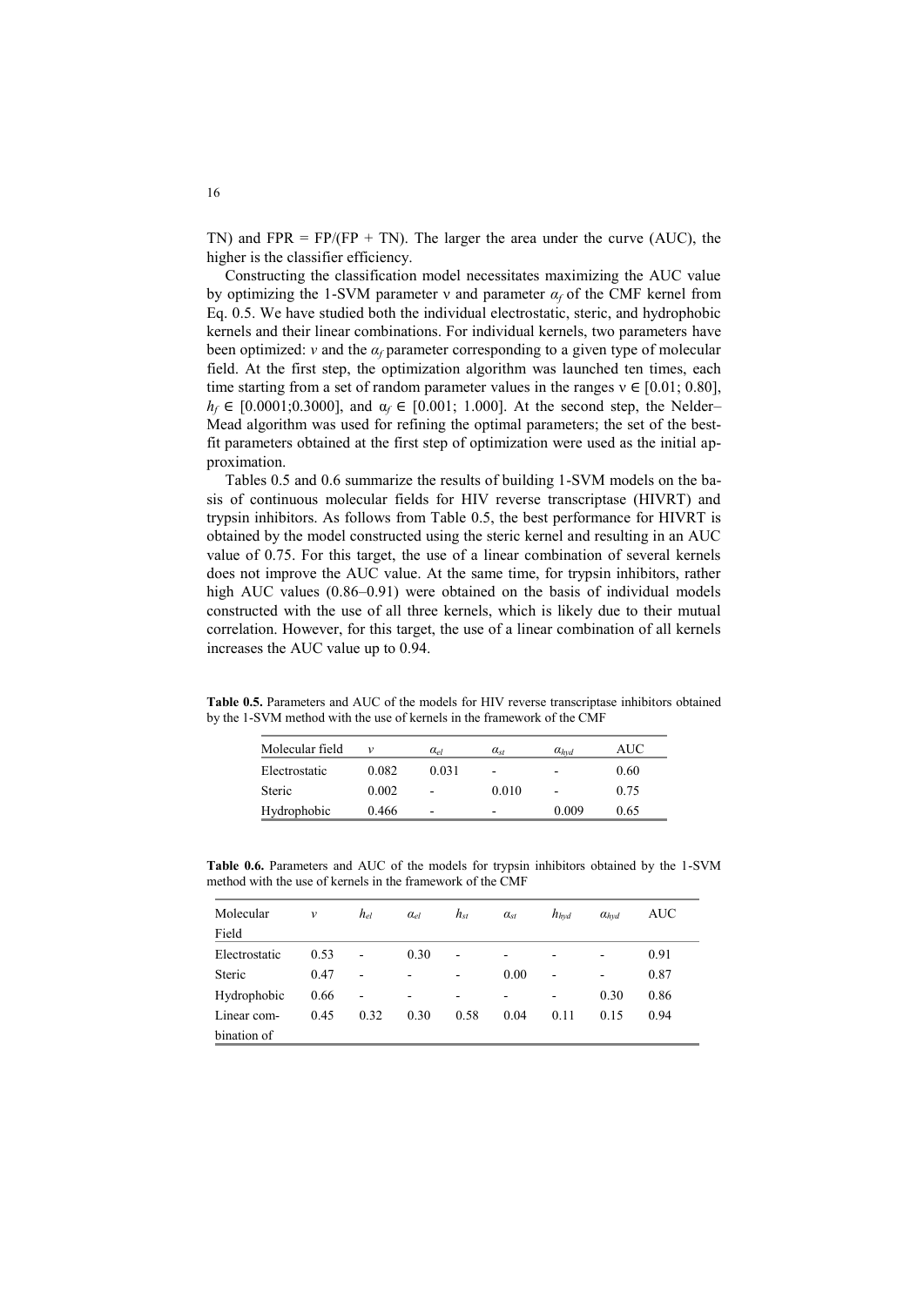TN) and FPR = FP/(FP + TN). The larger the area under the curve (AUC), the higher is the classifier efficiency.

Constructing the classification model necessitates maximizing the AUC value by optimizing the 1-SVM parameter ν and parameter $\alpha_f$ of the CMF kernel from Eq. 0.5. We have studied both the individual electrostatic, steric, and hydrophobic kernels and their linear combinations. For individual kernels, two parameters have been optimized: $\nu$ and the $\alpha_f$ parameter corresponding to a given type of molecular field. At the first step, the optimization algorithm was launched ten times, each time starting from a set of random parameter values in the ranges $\nu \in [0.01; 0.80]$, $h_f \in [0.0001;0.3000]$, and $\alpha_f \in [0.001; 1.000]$. At the second step, the Nelder–Mead algorithm was used for refining the optimal parameters; the set of the best-fit parameters obtained at the first step of optimization were used as the initial approximation.

Tables 0.5 and 0.6 summarize the results of building 1-SVM models on the basis of continuous molecular fields for HIV reverse transcriptase (HIVRT) and trypsin inhibitors. As follows from Table 0.5, the best performance for HIVRT is obtained by the model constructed using the steric kernel and resulting in an AUC value of 0.75. For this target, the use of a linear combination of several kernels does not improve the AUC value. At the same time, for trypsin inhibitors, rather high AUC values (0.86–0.91) were obtained on the basis of individual models constructed with the use of all three kernels, which is likely due to their mutual correlation. However, for this target, the use of a linear combination of all kernels increases the AUC value up to 0.94.

**Table 0.5.** Parameters and AUC of the models for HIV reverse transcriptase inhibitors obtained by the 1-SVM method with the use of kernels in the framework of the CMF

| Molecular field | $\nu$ | $\alpha_{el}$ | $\alpha_{st}$ | $\alpha_{hyd}$ | AUC |
|---|---|---|---|---|---|
| Electrostatic | 0.082 | 0.031 | - | - | 0.60 |
| Steric | 0.002 | - | 0.010 | - | 0.75 |
| Hydrophobic | 0.466 | - | - | 0.009 | 0.65 |

**Table 0.6.** Parameters and AUC of the models for trypsin inhibitors obtained by the 1-SVM method with the use of kernels in the framework of the CMF

| Molecular Field | $\nu$ | $h_{el}$ | $\alpha_{el}$ | $h_{st}$ | $\alpha_{st}$ | $h_{hyd}$ | $\alpha_{hyd}$ | AUC |
|---|---|---|---|---|---|---|---|---|
| Electrostatic | 0.53 | - | 0.30 | - | - | - | - | 0.91 |
| Steric | 0.47 | - | - | - | 0.00 | - | - | 0.87 |
| Hydrophobic | 0.66 | - | - | - | - | - | 0.30 | 0.86 |
| Linear combination of | 0.45 | 0.32 | 0.30 | 0.58 | 0.04 | 0.11 | 0.15 | 0.94 |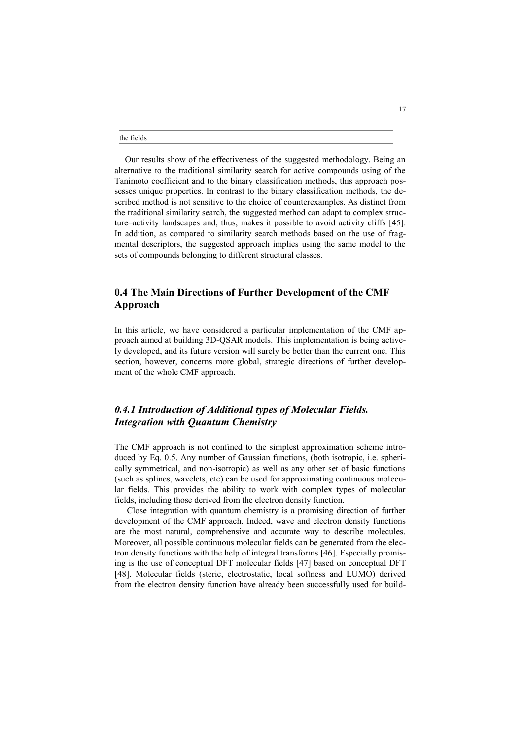the fields

Our results show of the effectiveness of the suggested methodology. Being an alternative to the traditional similarity search for active compounds using of the Tanimoto coefficient and to the binary classification methods, this approach possesses unique properties. In contrast to the binary classification methods, the described method is not sensitive to the choice of counterexamples. As distinct from the traditional similarity search, the suggested method can adapt to complex structure–activity landscapes and, thus, makes it possible to avoid activity cliffs [45]. In addition, as compared to similarity search methods based on the use of fragmental descriptors, the suggested approach implies using the same model to the sets of compounds belonging to different structural classes.

## 0.4 The Main Directions of Further Development of the CMF Approach

In this article, we have considered a particular implementation of the CMF approach aimed at building 3D-QSAR models. This implementation is being actively developed, and its future version will surely be better than the current one. This section, however, concerns more global, strategic directions of further development of the whole CMF approach.

### *0.4.1 Introduction of Additional types of Molecular Fields. Integration with Quantum Chemistry*

The CMF approach is not confined to the simplest approximation scheme introduced by Eq. 0.5. Any number of Gaussian functions, (both isotropic, i.e. spherically symmetrical, and non-isotropic) as well as any other set of basic functions (such as splines, wavelets, etc) can be used for approximating continuous molecular fields. This provides the ability to work with complex types of molecular fields, including those derived from the electron density function.

Close integration with quantum chemistry is a promising direction of further development of the CMF approach. Indeed, wave and electron density functions are the most natural, comprehensive and accurate way to describe molecules. Moreover, all possible continuous molecular fields can be generated from the electron density functions with the help of integral transforms [46]. Especially promising is the use of conceptual DFT molecular fields [47] based on conceptual DFT [48]. Molecular fields (steric, electrostatic, local softness and LUMO) derived from the electron density function have already been successfully used for build-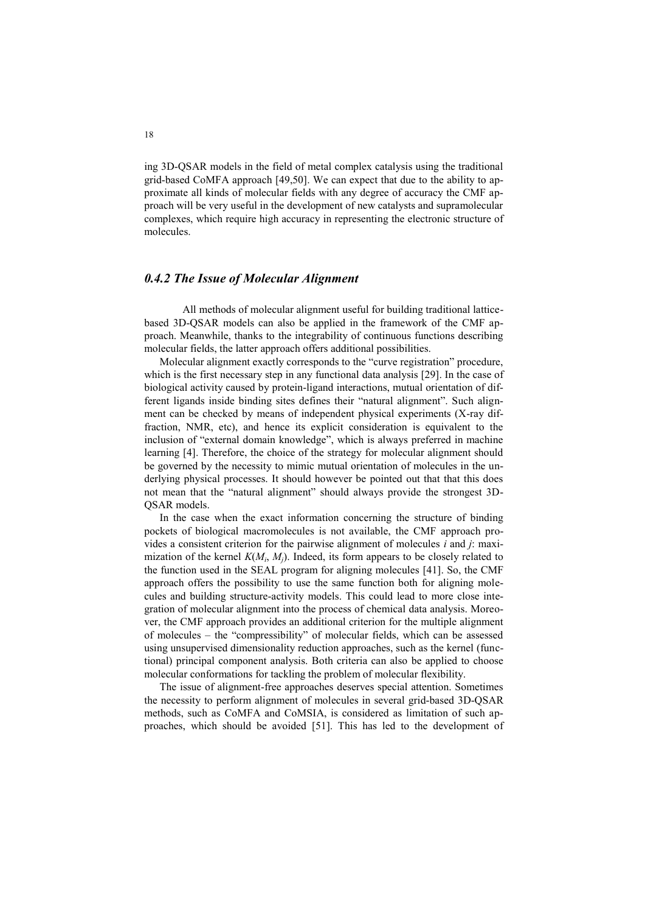ing 3D-QSAR models in the field of metal complex catalysis using the traditional grid-based CoMFA approach [49,50]. We can expect that due to the ability to approximate all kinds of molecular fields with any degree of accuracy the CMF approach will be very useful in the development of new catalysts and supramolecular complexes, which require high accuracy in representing the electronic structure of molecules.

### *0.4.2 The Issue of Molecular Alignment*

All methods of molecular alignment useful for building traditional lattice-based 3D-QSAR models can also be applied in the framework of the CMF approach. Meanwhile, thanks to the integrability of continuous functions describing molecular fields, the latter approach offers additional possibilities.

Molecular alignment exactly corresponds to the "curve registration" procedure, which is the first necessary step in any functional data analysis [29]. In the case of biological activity caused by protein-ligand interactions, mutual orientation of different ligands inside binding sites defines their "natural alignment". Such alignment can be checked by means of independent physical experiments (X-ray diffraction, NMR, etc), and hence its explicit consideration is equivalent to the inclusion of "external domain knowledge", which is always preferred in machine learning [4]. Therefore, the choice of the strategy for molecular alignment should be governed by the necessity to mimic mutual orientation of molecules in the underlying physical processes. It should however be pointed out that that this does not mean that the "natural alignment" should always provide the strongest 3D-QSAR models.

In the case when the exact information concerning the structure of binding pockets of biological macromolecules is not available, the CMF approach provides a consistent criterion for the pairwise alignment of molecules $i$ and $j$: maximization of the kernel $K(M_i, M_j)$. Indeed, its form appears to be closely related to the function used in the SEAL program for aligning molecules [41]. So, the CMF approach offers the possibility to use the same function both for aligning molecules and building structure-activity models. This could lead to more close integration of molecular alignment into the process of chemical data analysis. Moreover, the CMF approach provides an additional criterion for the multiple alignment of molecules – the "compressibility" of molecular fields, which can be assessed using unsupervised dimensionality reduction approaches, such as the kernel (functional) principal component analysis. Both criteria can also be applied to choose molecular conformations for tackling the problem of molecular flexibility.

The issue of alignment-free approaches deserves special attention. Sometimes the necessity to perform alignment of molecules in several grid-based 3D-QSAR methods, such as CoMFA and CoMSIA, is considered as limitation of such approaches, which should be avoided [51]. This has led to the development of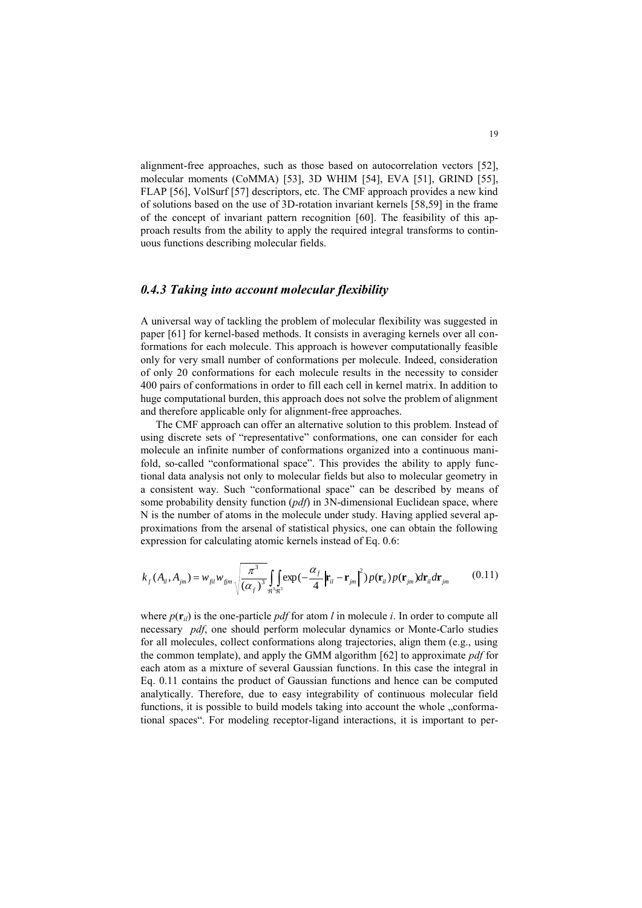alignment-free approaches, such as those based on autocorrelation vectors [52], molecular moments (CoMMA) [53], 3D WHIM [54], EVA [51], GRIND [55], FLAP [56], VolSurf [57] descriptors, etc. The CMF approach provides a new kind of solutions based on the use of 3D-rotation invariant kernels [58,59] in the frame of the concept of invariant pattern recognition [60]. The feasibility of this approach results from the ability to apply the required integral transforms to continuous functions describing molecular fields.

### *0.4.3 Taking into account molecular flexibility*

A universal way of tackling the problem of molecular flexibility was suggested in paper [61] for kernel-based methods. It consists in averaging kernels over all conformations for each molecule. This approach is however computationally feasible only for very small number of conformations per molecule. Indeed, consideration of only 20 conformations for each molecule results in the necessity to consider 400 pairs of conformations in order to fill each cell in kernel matrix. In addition to huge computational burden, this approach does not solve the problem of alignment and therefore applicable only for alignment-free approaches.

The CMF approach can offer an alternative solution to this problem. Instead of using discrete sets of "representative" conformations, one can consider for each molecule an infinite number of conformations organized into a continuous manifold, so-called "conformational space". This provides the ability to apply functional data analysis not only to molecular fields but also to molecular geometry in a consistent way. Such "conformational space" can be described by means of some probability density function (*pdf*) in 3N-dimensional Euclidean space, where N is the number of atoms in the molecule under study. Having applied several approximations from the arsenal of statistical physics, one can obtain the following expression for calculating atomic kernels instead of Eq. 0.6:

$$k_f(A_{il}, A_{jm}) = w_{fil} w_{fjm} \sqrt{\frac{\pi^3}{(\alpha_f)^3}} \int\limits_{\Re^3} \int\limits_{\Re^3} \exp\left(-\frac{\alpha_f}{4} \left|\mathbf{r}_{il} - \mathbf{r}_{jm}\right|^2\right) p(\mathbf{r}_{il}) p(\mathbf{r}_{jm}) d\mathbf{r}_{il} d\mathbf{r}_{jm} \tag{0.11}$$

where $p(\mathbf{r}_{il})$ is the one-particle *pdf* for atom *l* in molecule *i*. In order to compute all necessary *pdf*, one should perform molecular dynamics or Monte-Carlo studies for all molecules, collect conformations along trajectories, align them (e.g., using the common template), and apply the GMM algorithm [62] to approximate *pdf* for each atom as a mixture of several Gaussian functions. In this case the integral in Eq. 0.11 contains the product of Gaussian functions and hence can be computed analytically. Therefore, due to easy integrability of continuous molecular field functions, it is possible to build models taking into account the whole „conformational spaces". For modeling receptor-ligand interactions, it is important to per-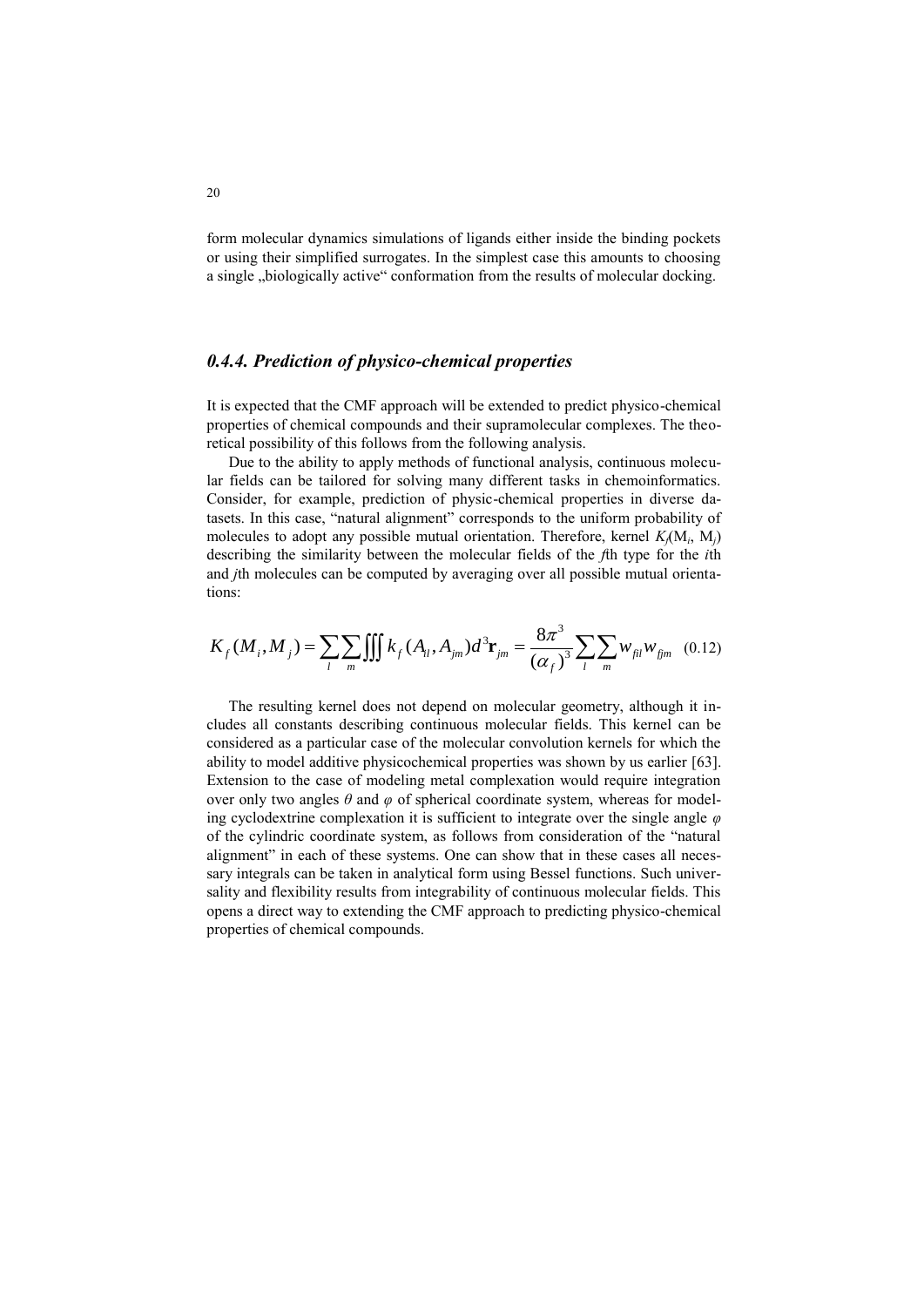form molecular dynamics simulations of ligands either inside the binding pockets or using their simplified surrogates. In the simplest case this amounts to choosing a single „biologically active“ conformation from the results of molecular docking.

### *0.4.4. Prediction of physico-chemical properties*

It is expected that the CMF approach will be extended to predict physico-chemical properties of chemical compounds and their supramolecular complexes. The theoretical possibility of this follows from the following analysis.

Due to the ability to apply methods of functional analysis, continuous molecular fields can be tailored for solving many different tasks in chemoinformatics. Consider, for example, prediction of physic-chemical properties in diverse datasets. In this case, "natural alignment" corresponds to the uniform probability of molecules to adopt any possible mutual orientation. Therefore, kernel $K_f(M_i, M_j)$ describing the similarity between the molecular fields of the *f*th type for the *i*th and *j*th molecules can be computed by averaging over all possible mutual orientations:

$$K_f(M_i, M_j) = \sum_l \sum_m \iiint k_f(A_{il}, A_{jm}) d^3\mathbf{r}_{jm} = \frac{8\pi^3}{(\alpha_f)^3} \sum_l \sum_m w_{fil} w_{fjm} \quad (0.12)$$

The resulting kernel does not depend on molecular geometry, although it includes all constants describing continuous molecular fields. This kernel can be considered as a particular case of the molecular convolution kernels for which the ability to model additive physicochemical properties was shown by us earlier [63]. Extension to the case of modeling metal complexation would require integration over only two angles $\theta$ and $\varphi$ of spherical coordinate system, whereas for modeling cyclodextrine complexation it is sufficient to integrate over the single angle $\varphi$ of the cylindric coordinate system, as follows from consideration of the "natural alignment" in each of these systems. One can show that in these cases all necessary integrals can be taken in analytical form using Bessel functions. Such universality and flexibility results from integrability of continuous molecular fields. This opens a direct way to extending the CMF approach to predicting physico-chemical properties of chemical compounds.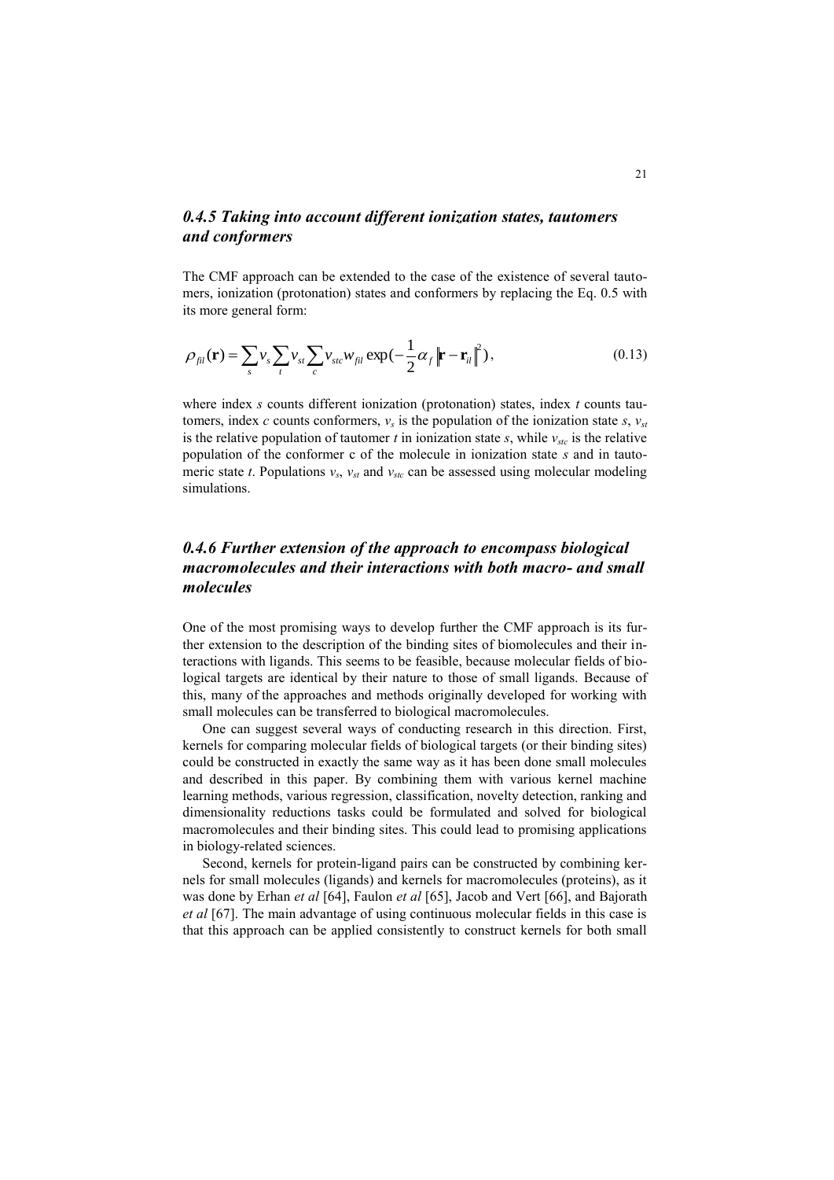### *0.4.5 Taking into account different ionization states, tautomers and conformers*

The CMF approach can be extended to the case of the existence of several tautomers, ionization (protonation) states and conformers by replacing the Eq. 0.5 with its more general form:

$$\rho_{fil}(\mathbf{r}) = \sum_s v_s \sum_t v_{st} \sum_c v_{stc} w_{fil} \exp(-\frac{1}{2}\alpha_f \|\mathbf{r} - \mathbf{r}_{il}\|^2), \tag{0.13}$$

where index $s$ counts different ionization (protonation) states, index $t$ counts tautomers, index $c$ counts conformers, $v_s$ is the population of the ionization state $s$, $v_{st}$ is the relative population of tautomer $t$ in ionization state $s$, while $v_{stc}$ is the relative population of the conformer c of the molecule in ionization state $s$ and in tautomeric state $t$. Populations $v_s$, $v_{st}$ and $v_{stc}$ can be assessed using molecular modeling simulations.

### *0.4.6 Further extension of the approach to encompass biological macromolecules and their interactions with both macro- and small molecules*

One of the most promising ways to develop further the CMF approach is its further extension to the description of the binding sites of biomolecules and their interactions with ligands. This seems to be feasible, because molecular fields of biological targets are identical by their nature to those of small ligands. Because of this, many of the approaches and methods originally developed for working with small molecules can be transferred to biological macromolecules.

One can suggest several ways of conducting research in this direction. First, kernels for comparing molecular fields of biological targets (or their binding sites) could be constructed in exactly the same way as it has been done small molecules and described in this paper. By combining them with various kernel machine learning methods, various regression, classification, novelty detection, ranking and dimensionality reductions tasks could be formulated and solved for biological macromolecules and their binding sites. This could lead to promising applications in biology-related sciences.

Second, kernels for protein-ligand pairs can be constructed by combining kernels for small molecules (ligands) and kernels for macromolecules (proteins), as it was done by Erhan *et al* [64], Faulon *et al* [65], Jacob and Vert [66], and Bajorath *et al* [67]. The main advantage of using continuous molecular fields in this case is that this approach can be applied consistently to construct kernels for both small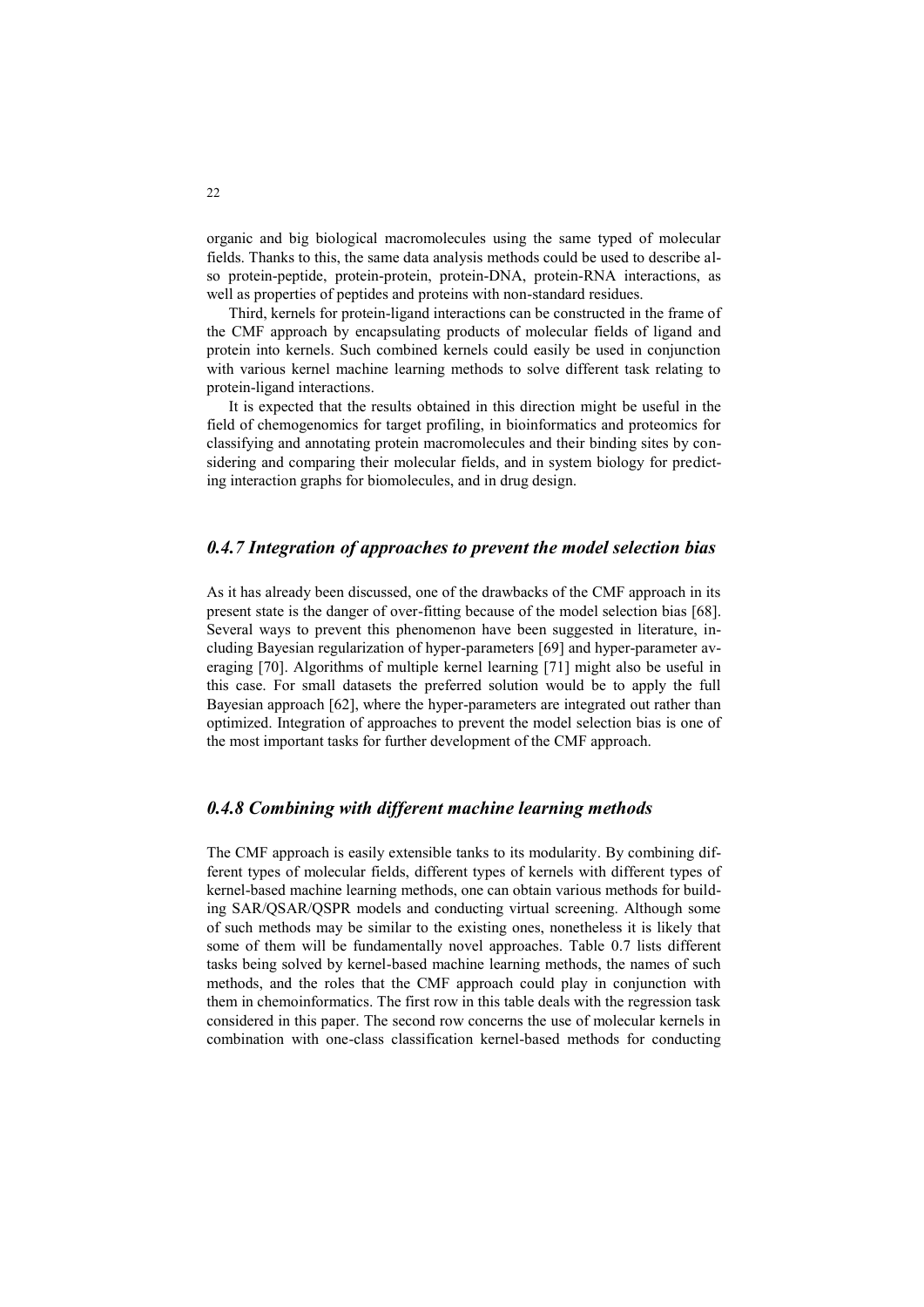organic and big biological macromolecules using the same typed of molecular fields. Thanks to this, the same data analysis methods could be used to describe also protein-peptide, protein-protein, protein-DNA, protein-RNA interactions, as well as properties of peptides and proteins with non-standard residues.

Third, kernels for protein-ligand interactions can be constructed in the frame of the CMF approach by encapsulating products of molecular fields of ligand and protein into kernels. Such combined kernels could easily be used in conjunction with various kernel machine learning methods to solve different task relating to protein-ligand interactions.

It is expected that the results obtained in this direction might be useful in the field of chemogenomics for target profiling, in bioinformatics and proteomics for classifying and annotating protein macromolecules and their binding sites by considering and comparing their molecular fields, and in system biology for predicting interaction graphs for biomolecules, and in drug design.

### *0.4.7 Integration of approaches to prevent the model selection bias*

As it has already been discussed, one of the drawbacks of the CMF approach in its present state is the danger of over-fitting because of the model selection bias [68]. Several ways to prevent this phenomenon have been suggested in literature, including Bayesian regularization of hyper-parameters [69] and hyper-parameter averaging [70]. Algorithms of multiple kernel learning [71] might also be useful in this case. For small datasets the preferred solution would be to apply the full Bayesian approach [62], where the hyper-parameters are integrated out rather than optimized. Integration of approaches to prevent the model selection bias is one of the most important tasks for further development of the CMF approach.

### *0.4.8 Combining with different machine learning methods*

The CMF approach is easily extensible tanks to its modularity. By combining different types of molecular fields, different types of kernels with different types of kernel-based machine learning methods, one can obtain various methods for building SAR/QSAR/QSPR models and conducting virtual screening. Although some of such methods may be similar to the existing ones, nonetheless it is likely that some of them will be fundamentally novel approaches. Table 0.7 lists different tasks being solved by kernel-based machine learning methods, the names of such methods, and the roles that the CMF approach could play in conjunction with them in chemoinformatics. The first row in this table deals with the regression task considered in this paper. The second row concerns the use of molecular kernels in combination with one-class classification kernel-based methods for conducting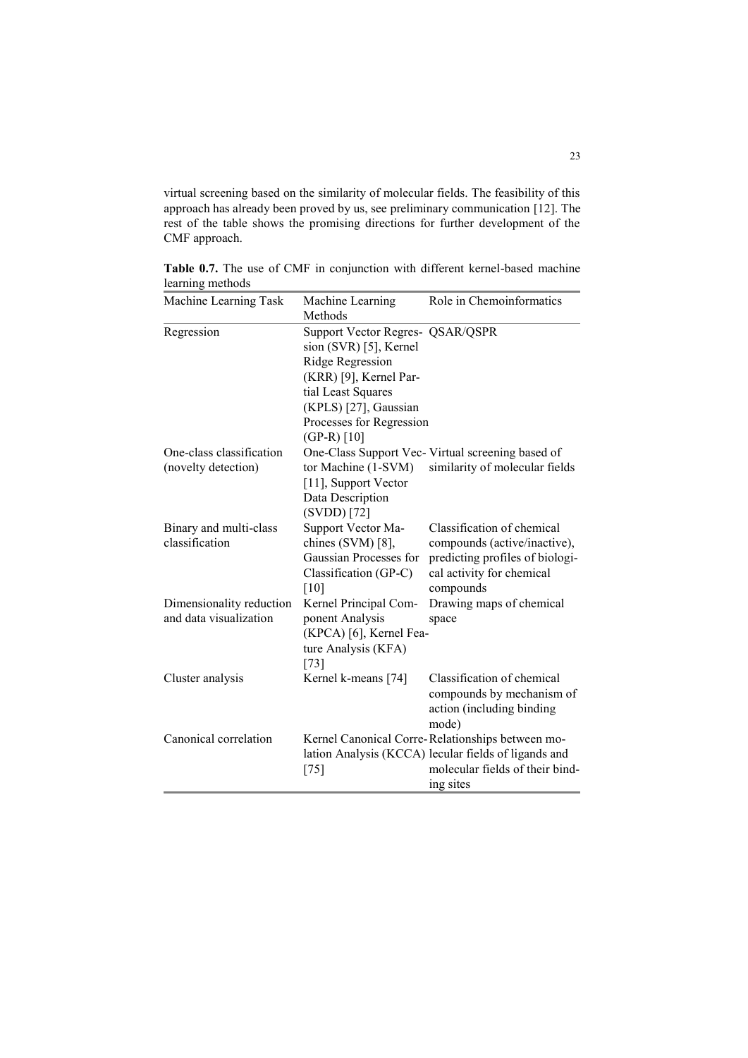virtual screening based on the similarity of molecular fields. The feasibility of this approach has already been proved by us, see preliminary communication [12]. The rest of the table shows the promising directions for further development of the CMF approach.

**Table 0.7.** The use of CMF in conjunction with different kernel-based machine learning methods

| Machine Learning Task | Machine Learning Methods | Role in Chemoinformatics |
|---|---|---|
| Regression | Support Vector Regression (SVR) [5], Kernel Ridge Regression (KRR) [9], Kernel Partial Least Squares (KPLS) [27], Gaussian Processes for Regression (GP-R) [10] | QSAR/QSPR |
| One-class classification (novelty detection) | One-Class Support Vector Machine (1-SVM) [11], Support Vector Data Description (SVDD) [72] | Virtual screening based of similarity of molecular fields |
| Binary and multi-class classification | Support Vector Machines (SVM) [8], Gaussian Processes for Classification (GP-C) [10] | Classification of chemical compounds (active/inactive), predicting profiles of biological activity for chemical compounds |
| Dimensionality reduction and data visualization | Kernel Principal Component Analysis (KPCA) [6], Kernel Feature Analysis (KFA) [73] | Drawing maps of chemical space |
| Cluster analysis | Kernel k-means [74] | Classification of chemical compounds by mechanism of action (including binding mode) |
| Canonical correlation | Kernel Canonical Correlation Analysis (KCCA) [75] | Relationships between molecular fields of ligands and molecular fields of their binding sites |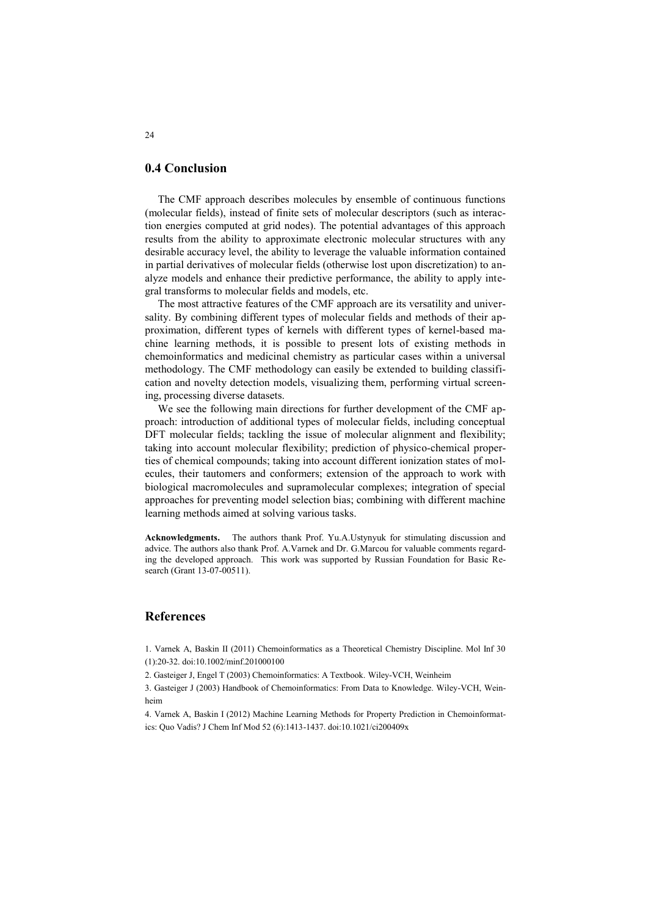## 0.4 Conclusion

The CMF approach describes molecules by ensemble of continuous functions (molecular fields), instead of finite sets of molecular descriptors (such as interaction energies computed at grid nodes). The potential advantages of this approach results from the ability to approximate electronic molecular structures with any desirable accuracy level, the ability to leverage the valuable information contained in partial derivatives of molecular fields (otherwise lost upon discretization) to analyze models and enhance their predictive performance, the ability to apply integral transforms to molecular fields and models, etc.

The most attractive features of the CMF approach are its versatility and universality. By combining different types of molecular fields and methods of their approximation, different types of kernels with different types of kernel-based machine learning methods, it is possible to present lots of existing methods in chemoinformatics and medicinal chemistry as particular cases within a universal methodology. The CMF methodology can easily be extended to building classification and novelty detection models, visualizing them, performing virtual screening, processing diverse datasets.

We see the following main directions for further development of the CMF approach: introduction of additional types of molecular fields, including conceptual DFT molecular fields; tackling the issue of molecular alignment and flexibility; taking into account molecular flexibility; prediction of physico-chemical properties of chemical compounds; taking into account different ionization states of molecules, their tautomers and conformers; extension of the approach to work with biological macromolecules and supramolecular complexes; integration of special approaches for preventing model selection bias; combining with different machine learning methods aimed at solving various tasks.

**Acknowledgments.** The authors thank Prof. Yu.A.Ustynyuk for stimulating discussion and advice. The authors also thank Prof. A.Varnek and Dr. G.Marcou for valuable comments regarding the developed approach. This work was supported by Russian Foundation for Basic Research (Grant 13-07-00511).

## References

1. Varnek A, Baskin II (2011) Chemoinformatics as a Theoretical Chemistry Discipline. Mol Inf 30 (1):20-32. doi:10.1002/minf.201000100
2. Gasteiger J, Engel T (2003) Chemoinformatics: A Textbook. Wiley-VCH, Weinheim
3. Gasteiger J (2003) Handbook of Chemoinformatics: From Data to Knowledge. Wiley-VCH, Weinheim
4. Varnek A, Baskin I (2012) Machine Learning Methods for Property Prediction in Chemoinformatics: Quo Vadis? J Chem Inf Mod 52 (6):1413-1437. doi:10.1021/ci200409x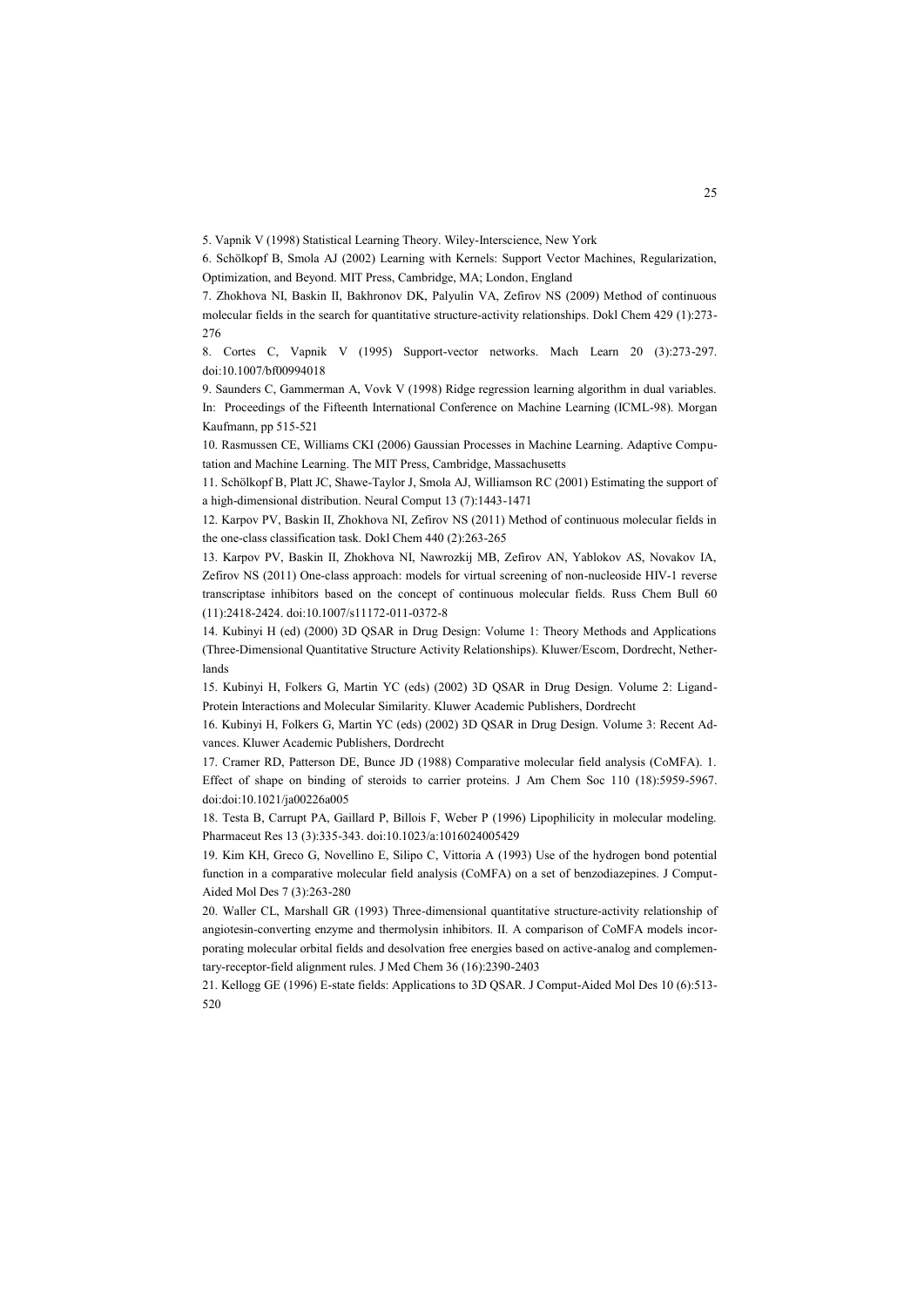5. Vapnik V (1998) Statistical Learning Theory. Wiley-Interscience, New York

6. Schölkopf B, Smola AJ (2002) Learning with Kernels: Support Vector Machines, Regularization, Optimization, and Beyond. MIT Press, Cambridge, MA; London, England

7. Zhokhova NI, Baskin II, Bakhronov DK, Palyulin VA, Zefirov NS (2009) Method of continuous molecular fields in the search for quantitative structure-activity relationships. Dokl Chem 429 (1):273-276

8. Cortes C, Vapnik V (1995) Support-vector networks. Mach Learn 20 (3):273-297. doi:10.1007/bf00994018

9. Saunders C, Gammerman A, Vovk V (1998) Ridge regression learning algorithm in dual variables. In: Proceedings of the Fifteenth International Conference on Machine Learning (ICML-98). Morgan Kaufmann, pp 515-521

10. Rasmussen CE, Williams CKI (2006) Gaussian Processes in Machine Learning. Adaptive Computation and Machine Learning. The MIT Press, Cambridge, Massachusetts

11. Schölkopf B, Platt JC, Shawe-Taylor J, Smola AJ, Williamson RC (2001) Estimating the support of a high-dimensional distribution. Neural Comput 13 (7):1443-1471

12. Karpov PV, Baskin II, Zhokhova NI, Zefirov NS (2011) Method of continuous molecular fields in the one-class classification task. Dokl Chem 440 (2):263-265

13. Karpov PV, Baskin II, Zhokhova NI, Nawrozkij MB, Zefirov AN, Yablokov AS, Novakov IA, Zefirov NS (2011) One-class approach: models for virtual screening of non-nucleoside HIV-1 reverse transcriptase inhibitors based on the concept of continuous molecular fields. Russ Chem Bull 60 (11):2418-2424. doi:10.1007/s11172-011-0372-8

14. Kubinyi H (ed) (2000) 3D QSAR in Drug Design: Volume 1: Theory Methods and Applications (Three-Dimensional Quantitative Structure Activity Relationships). Kluwer/Escom, Dordrecht, Netherlands

15. Kubinyi H, Folkers G, Martin YC (eds) (2002) 3D QSAR in Drug Design. Volume 2: Ligand-Protein Interactions and Molecular Similarity. Kluwer Academic Publishers, Dordrecht

16. Kubinyi H, Folkers G, Martin YC (eds) (2002) 3D QSAR in Drug Design. Volume 3: Recent Advances. Kluwer Academic Publishers, Dordrecht

17. Cramer RD, Patterson DE, Bunce JD (1988) Comparative molecular field analysis (CoMFA). 1. Effect of shape on binding of steroids to carrier proteins. J Am Chem Soc 110 (18):5959-5967. doi:doi:10.1021/ja00226a005

18. Testa B, Carrupt PA, Gaillard P, Billois F, Weber P (1996) Lipophilicity in molecular modeling. Pharmaceut Res 13 (3):335-343. doi:10.1023/a:1016024005429

19. Kim KH, Greco G, Novellino E, Silipo C, Vittoria A (1993) Use of the hydrogen bond potential function in a comparative molecular field analysis (CoMFA) on a set of benzodiazepines. J Comput-Aided Mol Des 7 (3):263-280

20. Waller CL, Marshall GR (1993) Three-dimensional quantitative structure-activity relationship of angiotesin-converting enzyme and thermolysin inhibitors. II. A comparison of CoMFA models incorporating molecular orbital fields and desolvation free energies based on active-analog and complementary-receptor-field alignment rules. J Med Chem 36 (16):2390-2403

21. Kellogg GE (1996) E-state fields: Applications to 3D QSAR. J Comput-Aided Mol Des 10 (6):513-520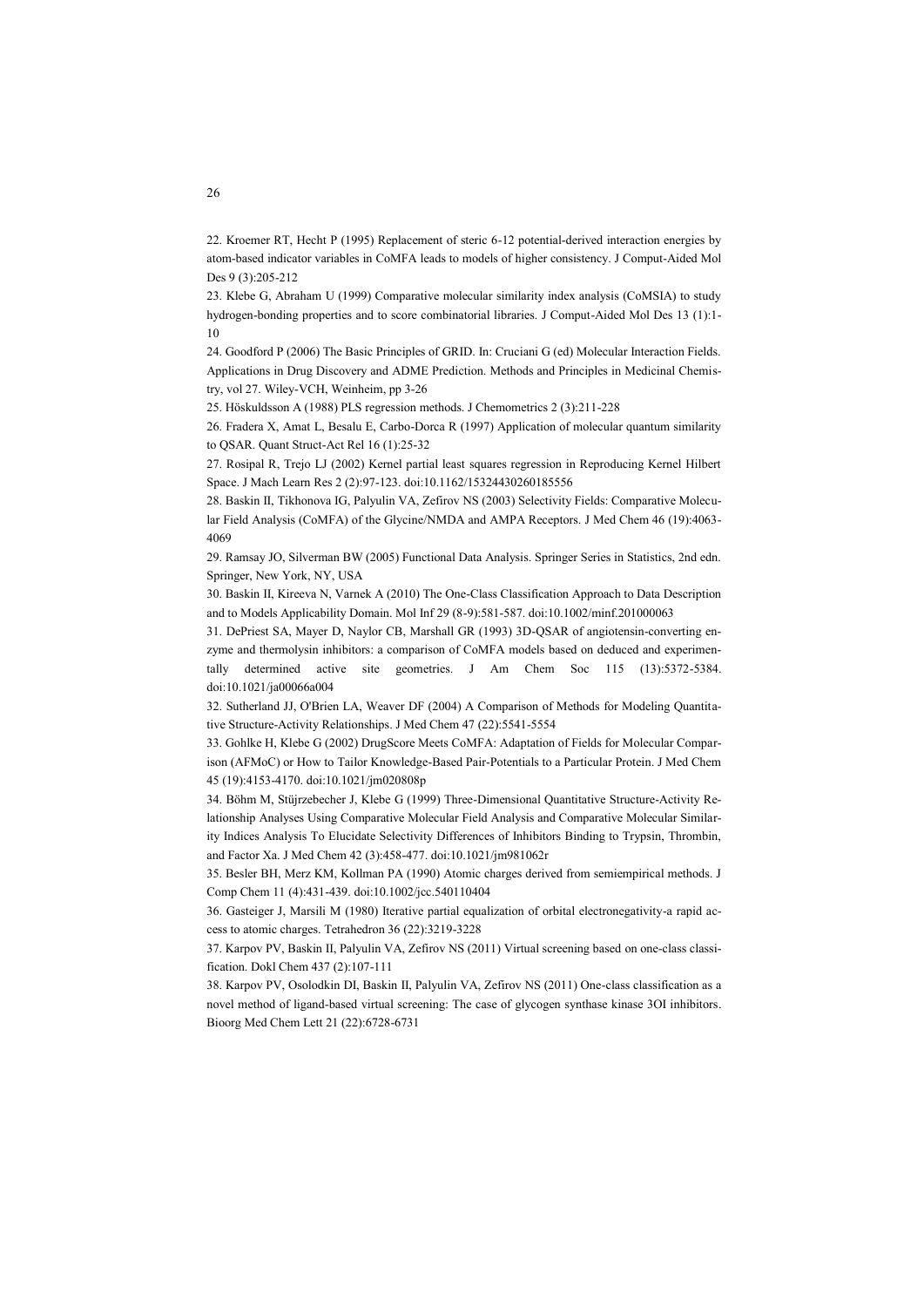22. Kroemer RT, Hecht P (1995) Replacement of steric 6-12 potential-derived interaction energies by atom-based indicator variables in CoMFA leads to models of higher consistency. J Comput-Aided Mol Des 9 (3):205-212

23. Klebe G, Abraham U (1999) Comparative molecular similarity index analysis (CoMSIA) to study hydrogen-bonding properties and to score combinatorial libraries. J Comput-Aided Mol Des 13 (1):1-10

24. Goodford P (2006) The Basic Principles of GRID. In: Cruciani G (ed) Molecular Interaction Fields. Applications in Drug Discovery and ADME Prediction. Methods and Principles in Medicinal Chemistry, vol 27. Wiley-VCH, Weinheim, pp 3-26

25. Höskuldsson A (1988) PLS regression methods. J Chemometrics 2 (3):211-228

26. Fradera X, Amat L, Besalu E, Carbo-Dorca R (1997) Application of molecular quantum similarity to QSAR. Quant Struct-Act Rel 16 (1):25-32

27. Rosipal R, Trejo LJ (2002) Kernel partial least squares regression in Reproducing Kernel Hilbert Space. J Mach Learn Res 2 (2):97-123. doi:10.1162/15324430260185556

28. Baskin II, Tikhonova IG, Palyulin VA, Zefirov NS (2003) Selectivity Fields: Comparative Molecular Field Analysis (CoMFA) of the Glycine/NMDA and AMPA Receptors. J Med Chem 46 (19):4063-4069

29. Ramsay JO, Silverman BW (2005) Functional Data Analysis. Springer Series in Statistics, 2nd edn. Springer, New York, NY, USA

30. Baskin II, Kireeva N, Varnek A (2010) The One-Class Classification Approach to Data Description and to Models Applicability Domain. Mol Inf 29 (8-9):581-587. doi:10.1002/minf.201000063

31. DePriest SA, Mayer D, Naylor CB, Marshall GR (1993) 3D-QSAR of angiotensin-converting enzyme and thermolysin inhibitors: a comparison of CoMFA models based on deduced and experimentally determined active site geometries. J Am Chem Soc 115 (13):5372-5384. doi:10.1021/ja00066a004

32. Sutherland JJ, O'Brien LA, Weaver DF (2004) A Comparison of Methods for Modeling Quantitative Structure-Activity Relationships. J Med Chem 47 (22):5541-5554

33. Gohlke H, Klebe G (2002) DrugScore Meets CoMFA: Adaptation of Fields for Molecular Comparison (AFMoC) or How to Tailor Knowledge-Based Pair-Potentials to a Particular Protein. J Med Chem 45 (19):4153-4170. doi:10.1021/jm020808p

34. Böhm M, Stüjrzebecher J, Klebe G (1999) Three-Dimensional Quantitative Structure-Activity Relationship Analyses Using Comparative Molecular Field Analysis and Comparative Molecular Similarity Indices Analysis To Elucidate Selectivity Differences of Inhibitors Binding to Trypsin, Thrombin, and Factor Xa. J Med Chem 42 (3):458-477. doi:10.1021/jm981062r

35. Besler BH, Merz KM, Kollman PA (1990) Atomic charges derived from semiempirical methods. J Comp Chem 11 (4):431-439. doi:10.1002/jcc.540110404

36. Gasteiger J, Marsili M (1980) Iterative partial equalization of orbital electronegativity-a rapid access to atomic charges. Tetrahedron 36 (22):3219-3228

37. Karpov PV, Baskin II, Palyulin VA, Zefirov NS (2011) Virtual screening based on one-class classification. Dokl Chem 437 (2):107-111

38. Karpov PV, Osolodkin DI, Baskin II, Palyulin VA, Zefirov NS (2011) One-class classification as a novel method of ligand-based virtual screening: The case of glycogen synthase kinase 3OI inhibitors. Bioorg Med Chem Lett 21 (22):6728-6731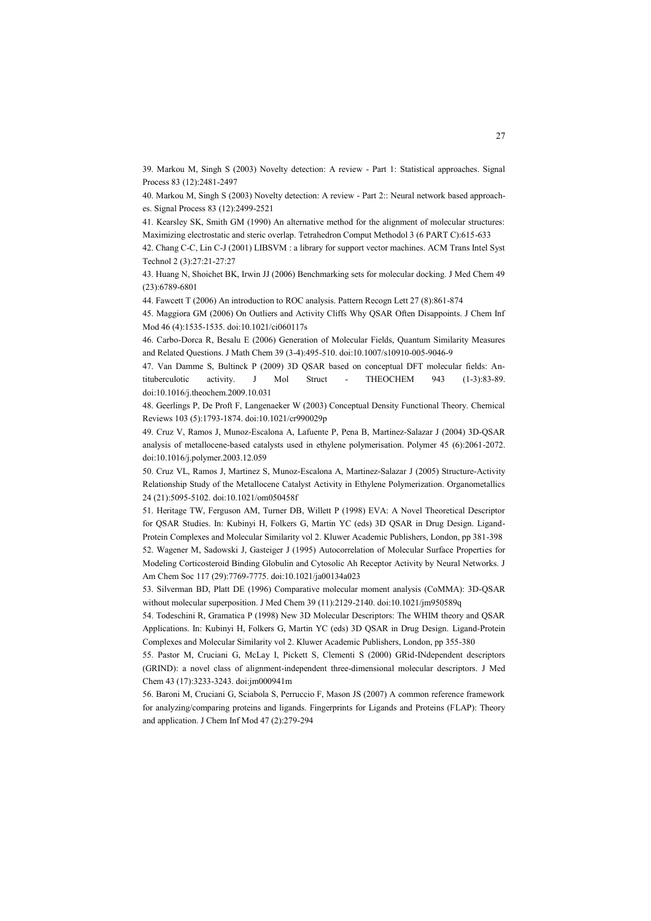39. Markou M, Singh S (2003) Novelty detection: A review - Part 1: Statistical approaches. Signal Process 83 (12):2481-2497

40. Markou M, Singh S (2003) Novelty detection: A review - Part 2:: Neural network based approaches. Signal Process 83 (12):2499-2521

41. Kearsley SK, Smith GM (1990) An alternative method for the alignment of molecular structures: Maximizing electrostatic and steric overlap. Tetrahedron Comput Methodol 3 (6 PART C):615-633

42. Chang C-C, Lin C-J (2001) LIBSVM : a library for support vector machines. ACM Trans Intel Syst Technol 2 (3):27:21-27:27

43. Huang N, Shoichet BK, Irwin JJ (2006) Benchmarking sets for molecular docking. J Med Chem 49 (23):6789-6801

44. Fawcett T (2006) An introduction to ROC analysis. Pattern Recogn Lett 27 (8):861-874

45. Maggiora GM (2006) On Outliers and Activity Cliffs Why QSAR Often Disappoints. J Chem Inf Mod 46 (4):1535-1535. doi:10.1021/ci060117s

46. Carbo-Dorca R, Besalu E (2006) Generation of Molecular Fields, Quantum Similarity Measures and Related Questions. J Math Chem 39 (3-4):495-510. doi:10.1007/s10910-005-9046-9

47. Van Damme S, Bultinck P (2009) 3D QSAR based on conceptual DFT molecular fields: Antituberculotic activity. J Mol Struct - THEOCHEM 943 (1-3):83-89. doi:10.1016/j.theochem.2009.10.031

48. Geerlings P, De Proft F, Langenaeker W (2003) Conceptual Density Functional Theory. Chemical Reviews 103 (5):1793-1874. doi:10.1021/cr990029p

49. Cruz V, Ramos J, Munoz-Escalona A, Lafuente P, Pena B, Martinez-Salazar J (2004) 3D-QSAR analysis of metallocene-based catalysts used in ethylene polymerisation. Polymer 45 (6):2061-2072. doi:10.1016/j.polymer.2003.12.059

50. Cruz VL, Ramos J, Martinez S, Munoz-Escalona A, Martinez-Salazar J (2005) Structure-Activity Relationship Study of the Metallocene Catalyst Activity in Ethylene Polymerization. Organometallics 24 (21):5095-5102. doi:10.1021/om050458f

51. Heritage TW, Ferguson AM, Turner DB, Willett P (1998) EVA: A Novel Theoretical Descriptor for QSAR Studies. In: Kubinyi H, Folkers G, Martin YC (eds) 3D QSAR in Drug Design. Ligand-Protein Complexes and Molecular Similarity vol 2. Kluwer Academic Publishers, London, pp 381-398

52. Wagener M, Sadowski J, Gasteiger J (1995) Autocorrelation of Molecular Surface Properties for Modeling Corticosteroid Binding Globulin and Cytosolic Ah Receptor Activity by Neural Networks. J Am Chem Soc 117 (29):7769-7775. doi:10.1021/ja00134a023

53. Silverman BD, Platt DE (1996) Comparative molecular moment analysis (CoMMA): 3D-QSAR without molecular superposition. J Med Chem 39 (11):2129-2140. doi:10.1021/jm950589q

54. Todeschini R, Gramatica P (1998) New 3D Molecular Descriptors: The WHIM theory and QSAR Applications. In: Kubinyi H, Folkers G, Martin YC (eds) 3D QSAR in Drug Design. Ligand-Protein Complexes and Molecular Similarity vol 2. Kluwer Academic Publishers, London, pp 355-380

55. Pastor M, Cruciani G, McLay I, Pickett S, Clementi S (2000) GRid-INdependent descriptors (GRIND): a novel class of alignment-independent three-dimensional molecular descriptors. J Med Chem 43 (17):3233-3243. doi:jm000941m

56. Baroni M, Cruciani G, Sciabola S, Perruccio F, Mason JS (2007) A common reference framework for analyzing/comparing proteins and ligands. Fingerprints for Ligands and Proteins (FLAP): Theory and application. J Chem Inf Mod 47 (2):279-294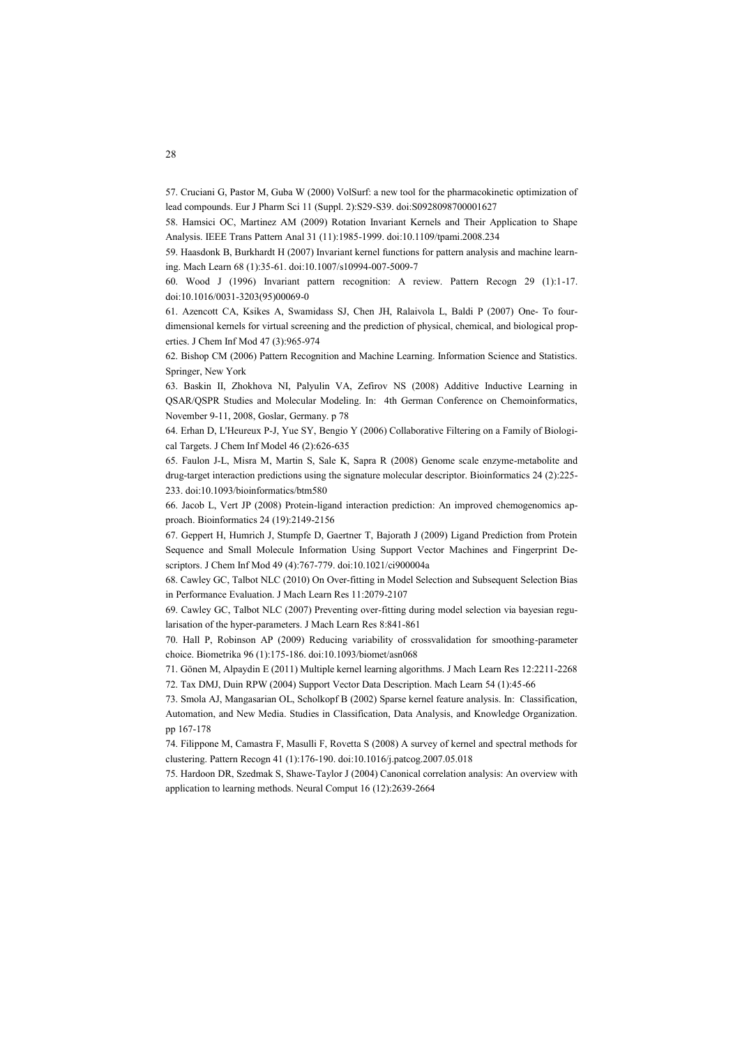57. Cruciani G, Pastor M, Guba W (2000) VolSurf: a new tool for the pharmacokinetic optimization of lead compounds. Eur J Pharm Sci 11 (Suppl. 2):S29-S39. doi:S0928098700001627

58. Hamsici OC, Martinez AM (2009) Rotation Invariant Kernels and Their Application to Shape Analysis. IEEE Trans Pattern Anal 31 (11):1985-1999. doi:10.1109/tpami.2008.234

59. Haasdonk B, Burkhardt H (2007) Invariant kernel functions for pattern analysis and machine learning. Mach Learn 68 (1):35-61. doi:10.1007/s10994-007-5009-7

60. Wood J (1996) Invariant pattern recognition: A review. Pattern Recogn 29 (1):1-17. doi:10.1016/0031-3203(95)00069-0

61. Azencott CA, Ksikes A, Swamidass SJ, Chen JH, Ralaivola L, Baldi P (2007) One- To four-dimensional kernels for virtual screening and the prediction of physical, chemical, and biological properties. J Chem Inf Mod 47 (3):965-974

62. Bishop CM (2006) Pattern Recognition and Machine Learning. Information Science and Statistics. Springer, New York

63. Baskin II, Zhokhova NI, Palyulin VA, Zefirov NS (2008) Additive Inductive Learning in QSAR/QSPR Studies and Molecular Modeling. In: 4th German Conference on Chemoinformatics, November 9-11, 2008, Goslar, Germany. p 78

64. Erhan D, L'Heureux P-J, Yue SY, Bengio Y (2006) Collaborative Filtering on a Family of Biological Targets. J Chem Inf Model 46 (2):626-635

65. Faulon J-L, Misra M, Martin S, Sale K, Sapra R (2008) Genome scale enzyme-metabolite and drug-target interaction predictions using the signature molecular descriptor. Bioinformatics 24 (2):225-233. doi:10.1093/bioinformatics/btm580

66. Jacob L, Vert JP (2008) Protein-ligand interaction prediction: An improved chemogenomics approach. Bioinformatics 24 (19):2149-2156

67. Geppert H, Humrich J, Stumpfe D, Gaertner T, Bajorath J (2009) Ligand Prediction from Protein Sequence and Small Molecule Information Using Support Vector Machines and Fingerprint Descriptors. J Chem Inf Mod 49 (4):767-779. doi:10.1021/ci900004a

68. Cawley GC, Talbot NLC (2010) On Over-fitting in Model Selection and Subsequent Selection Bias in Performance Evaluation. J Mach Learn Res 11:2079-2107

69. Cawley GC, Talbot NLC (2007) Preventing over-fitting during model selection via bayesian regularisation of the hyper-parameters. J Mach Learn Res 8:841-861

70. Hall P, Robinson AP (2009) Reducing variability of crossvalidation for smoothing-parameter choice. Biometrika 96 (1):175-186. doi:10.1093/biomet/asn068

71. Gönen M, Alpaydin E (2011) Multiple kernel learning algorithms. J Mach Learn Res 12:2211-2268

72. Tax DMJ, Duin RPW (2004) Support Vector Data Description. Mach Learn 54 (1):45-66

73. Smola AJ, Mangasarian OL, Scholkopf B (2002) Sparse kernel feature analysis. In: Classification, Automation, and New Media. Studies in Classification, Data Analysis, and Knowledge Organization. pp 167-178

74. Filippone M, Camastra F, Masulli F, Rovetta S (2008) A survey of kernel and spectral methods for clustering. Pattern Recogn 41 (1):176-190. doi:10.1016/j.patcog.2007.05.018

75. Hardoon DR, Szedmak S, Shawe-Taylor J (2004) Canonical correlation analysis: An overview with application to learning methods. Neural Comput 16 (12):2639-2664